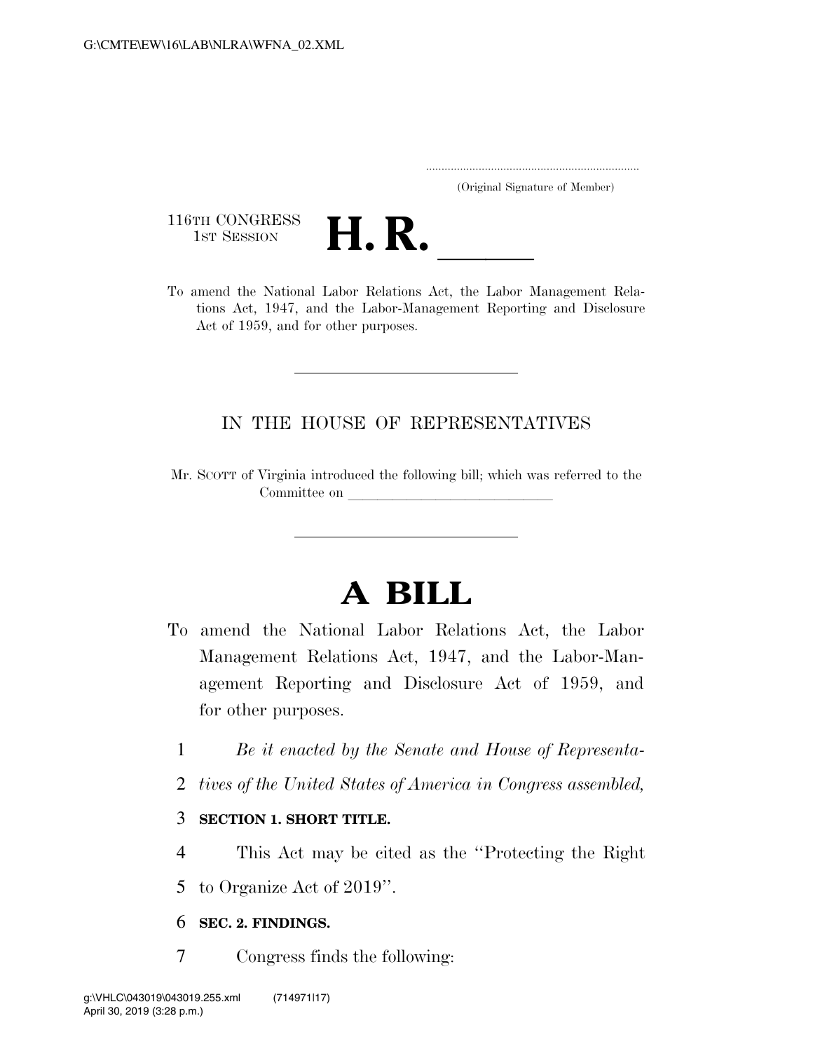(Original Signature of Member)

116TH CONGRESS
1ST SESSION

# H. R. \_\_\_\_\_\_

To amend the National Labor Relations Act, the Labor Management Relations Act, 1947, and the Labor-Management Reporting and Disclosure Act of 1959, and for other purposes.

IN THE HOUSE OF REPRESENTATIVES

Mr. SCOTT of Virginia introduced the following bill; which was referred to the Committee on \_\_\_\_\_\_\_\_\_\_\_\_\_\_\_\_\_\_\_\_\_\_\_\_\_\_\_\_

# A BILL

To amend the National Labor Relations Act, the Labor Management Relations Act, 1947, and the Labor-Management Reporting and Disclosure Act of 1959, and for other purposes.

1 *Be it enacted by the Senate and House of Representa-*
2 *tives of the United States of America in Congress assembled,*

3 **SECTION 1. SHORT TITLE.**

4 This Act may be cited as the ''Protecting the Right
5 to Organize Act of 2019''.

6 **SEC. 2. FINDINGS.**

7 Congress finds the following: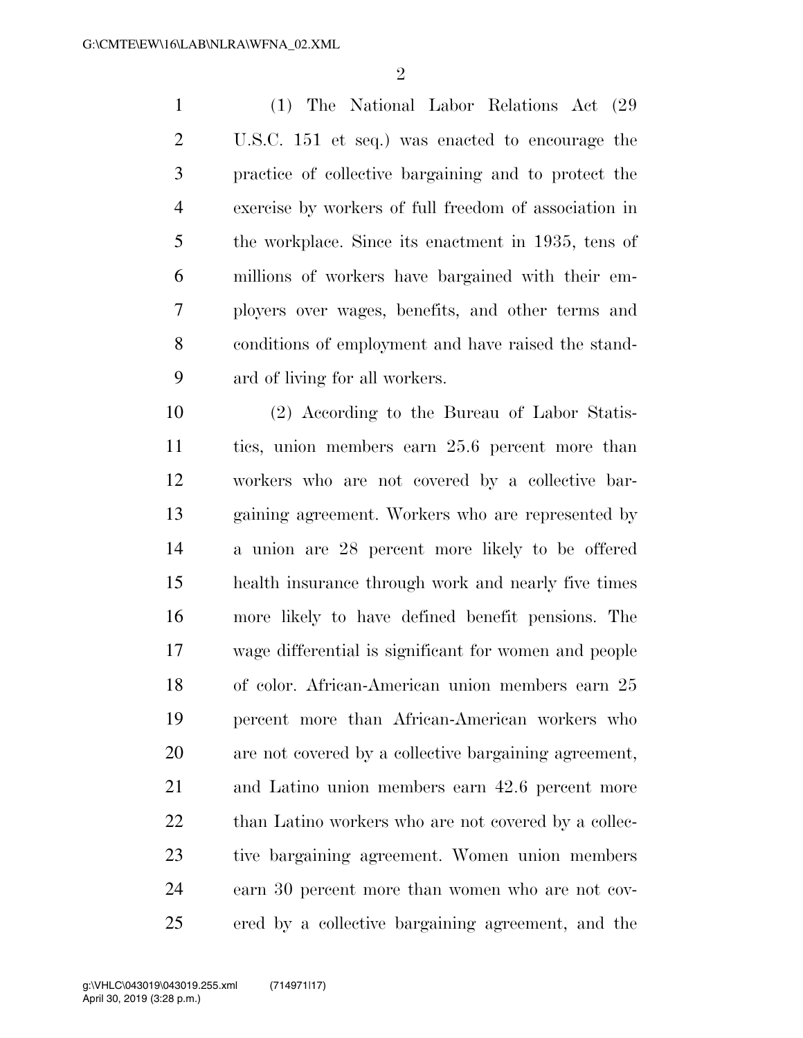(1) The National Labor Relations Act (29 U.S.C. 151 et seq.) was enacted to encourage the practice of collective bargaining and to protect the exercise by workers of full freedom of association in the workplace. Since its enactment in 1935, tens of millions of workers have bargained with their employers over wages, benefits, and other terms and conditions of employment and have raised the standard of living for all workers.

(2) According to the Bureau of Labor Statistics, union members earn 25.6 percent more than workers who are not covered by a collective bargaining agreement. Workers who are represented by a union are 28 percent more likely to be offered health insurance through work and nearly five times more likely to have defined benefit pensions. The wage differential is significant for women and people of color. African-American union members earn 25 percent more than African-American workers who are not covered by a collective bargaining agreement, and Latino union members earn 42.6 percent more than Latino workers who are not covered by a collective bargaining agreement. Women union members earn 30 percent more than women who are not covered by a collective bargaining agreement, and the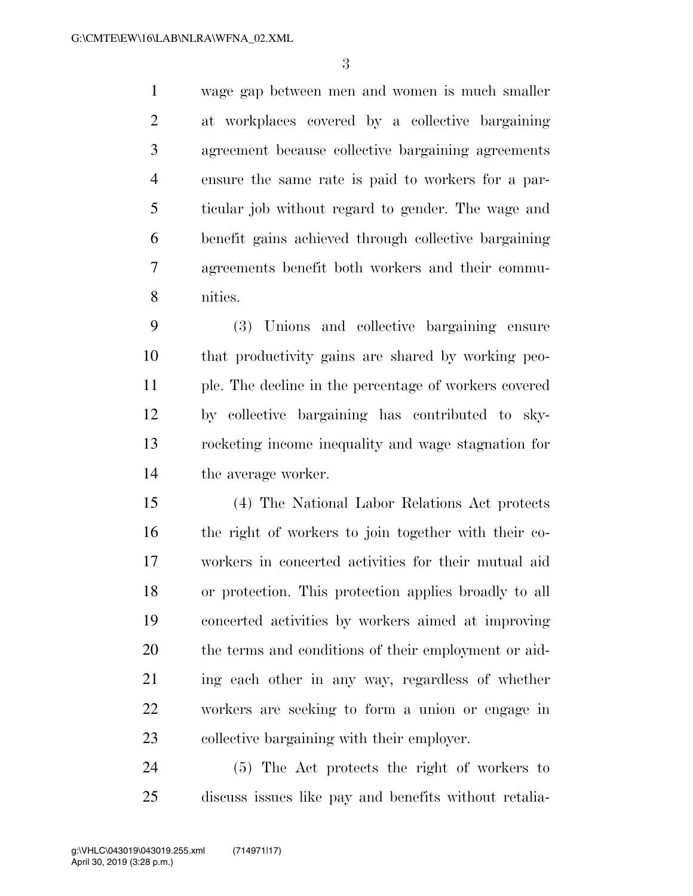wage gap between men and women is much smaller at workplaces covered by a collective bargaining agreement because collective bargaining agreements ensure the same rate is paid to workers for a particular job without regard to gender. The wage and benefit gains achieved through collective bargaining agreements benefit both workers and their communities.

(3) Unions and collective bargaining ensure that productivity gains are shared by working people. The decline in the percentage of workers covered by collective bargaining has contributed to skyrocketing income inequality and wage stagnation for the average worker.

(4) The National Labor Relations Act protects the right of workers to join together with their coworkers in concerted activities for their mutual aid or protection. This protection applies broadly to all concerted activities by workers aimed at improving the terms and conditions of their employment or aiding each other in any way, regardless of whether workers are seeking to form a union or engage in collective bargaining with their employer.

(5) The Act protects the right of workers to discuss issues like pay and benefits without retalia-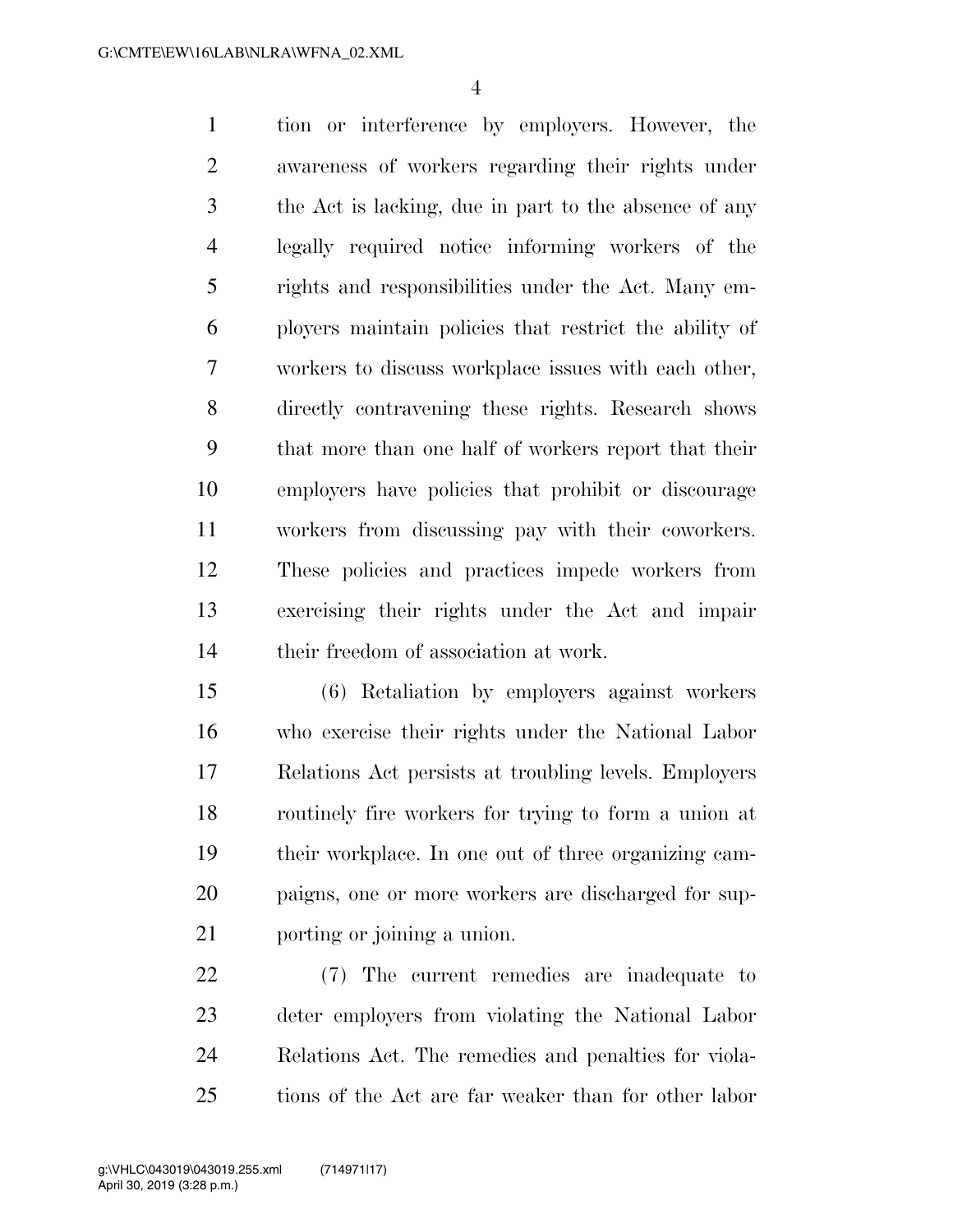tion or interference by employers. However, the awareness of workers regarding their rights under the Act is lacking, due in part to the absence of any legally required notice informing workers of the rights and responsibilities under the Act. Many employers maintain policies that restrict the ability of workers to discuss workplace issues with each other, directly contravening these rights. Research shows that more than one half of workers report that their employers have policies that prohibit or discourage workers from discussing pay with their coworkers. These policies and practices impede workers from exercising their rights under the Act and impair their freedom of association at work.

(6) Retaliation by employers against workers who exercise their rights under the National Labor Relations Act persists at troubling levels. Employers routinely fire workers for trying to form a union at their workplace. In one out of three organizing campaigns, one or more workers are discharged for supporting or joining a union.

(7) The current remedies are inadequate to deter employers from violating the National Labor Relations Act. The remedies and penalties for violations of the Act are far weaker than for other labor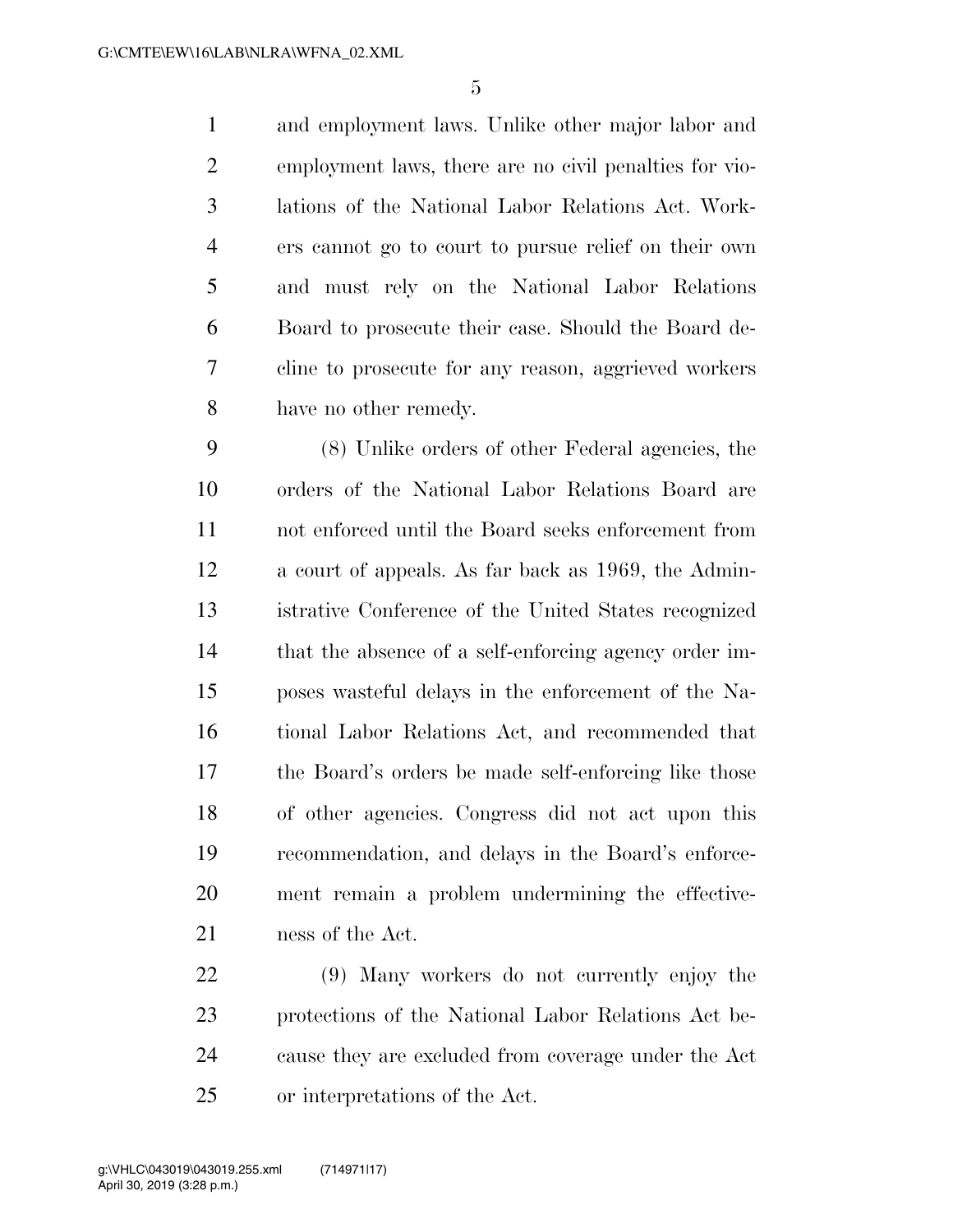and employment laws. Unlike other major labor and employment laws, there are no civil penalties for violations of the National Labor Relations Act. Workers cannot go to court to pursue relief on their own and must rely on the National Labor Relations Board to prosecute their case. Should the Board decline to prosecute for any reason, aggrieved workers have no other remedy.

(8) Unlike orders of other Federal agencies, the orders of the National Labor Relations Board are not enforced until the Board seeks enforcement from a court of appeals. As far back as 1969, the Administrative Conference of the United States recognized that the absence of a self-enforcing agency order imposes wasteful delays in the enforcement of the National Labor Relations Act, and recommended that the Board's orders be made self-enforcing like those of other agencies. Congress did not act upon this recommendation, and delays in the Board's enforcement remain a problem undermining the effectiveness of the Act.

(9) Many workers do not currently enjoy the protections of the National Labor Relations Act because they are excluded from coverage under the Act or interpretations of the Act.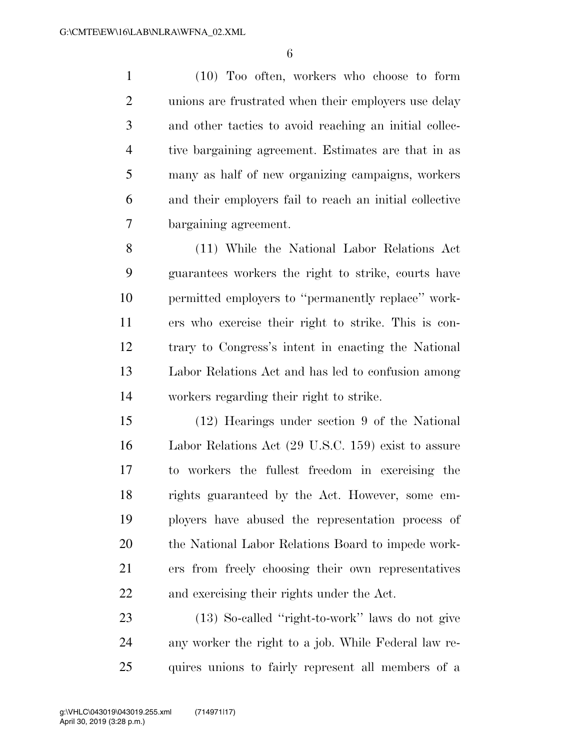(10) Too often, workers who choose to form unions are frustrated when their employers use delay and other tactics to avoid reaching an initial collective bargaining agreement. Estimates are that in as many as half of new organizing campaigns, workers and their employers fail to reach an initial collective bargaining agreement.

(11) While the National Labor Relations Act guarantees workers the right to strike, courts have permitted employers to "permanently replace" workers who exercise their right to strike. This is contrary to Congress's intent in enacting the National Labor Relations Act and has led to confusion among workers regarding their right to strike.

(12) Hearings under section 9 of the National Labor Relations Act (29 U.S.C. 159) exist to assure to workers the fullest freedom in exercising the rights guaranteed by the Act. However, some employers have abused the representation process of the National Labor Relations Board to impede workers from freely choosing their own representatives and exercising their rights under the Act.

(13) So-called "right-to-work" laws do not give any worker the right to a job. While Federal law requires unions to fairly represent all members of a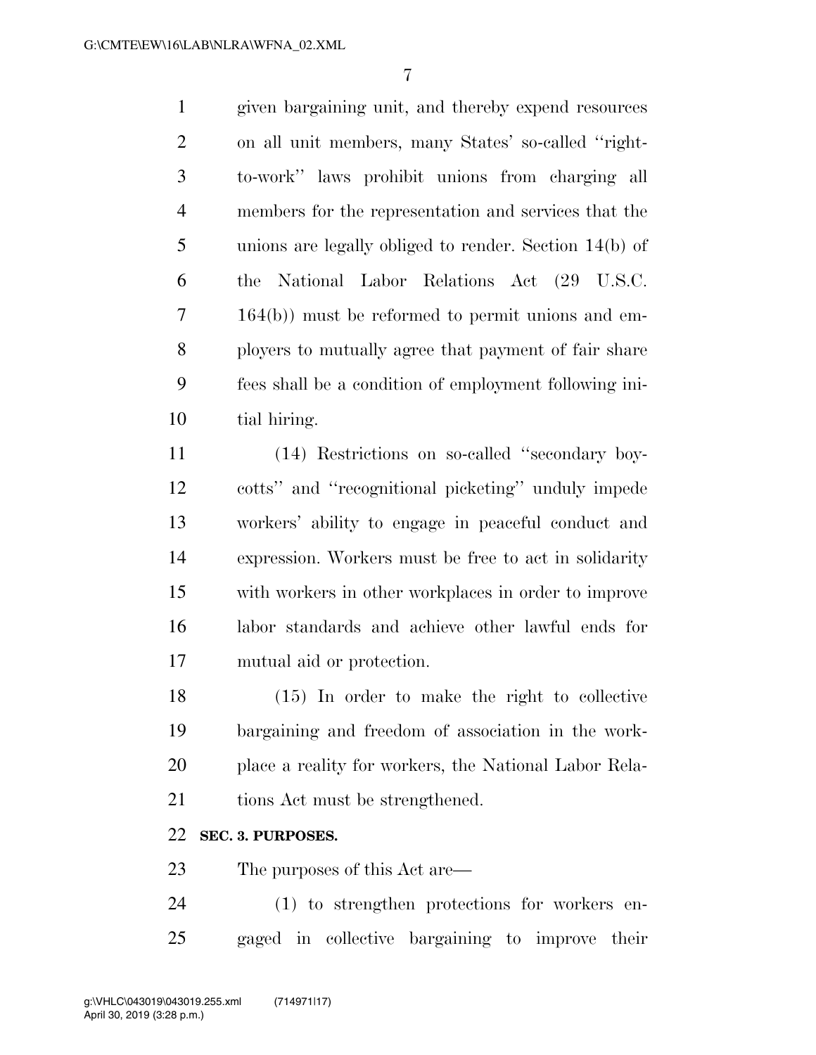given bargaining unit, and thereby expend resources on all unit members, many States' so-called "right-to-work" laws prohibit unions from charging all members for the representation and services that the unions are legally obliged to render. Section 14(b) of the National Labor Relations Act (29 U.S.C. 164(b)) must be reformed to permit unions and employers to mutually agree that payment of fair share fees shall be a condition of employment following initial hiring.

(14) Restrictions on so-called "secondary boycotts" and "recognitional picketing" unduly impede workers' ability to engage in peaceful conduct and expression. Workers must be free to act in solidarity with workers in other workplaces in order to improve labor standards and achieve other lawful ends for mutual aid or protection.

(15) In order to make the right to collective bargaining and freedom of association in the workplace a reality for workers, the National Labor Relations Act must be strengthened.

**SEC. 3. PURPOSES.**

The purposes of this Act are—

(1) to strengthen protections for workers engaged in collective bargaining to improve their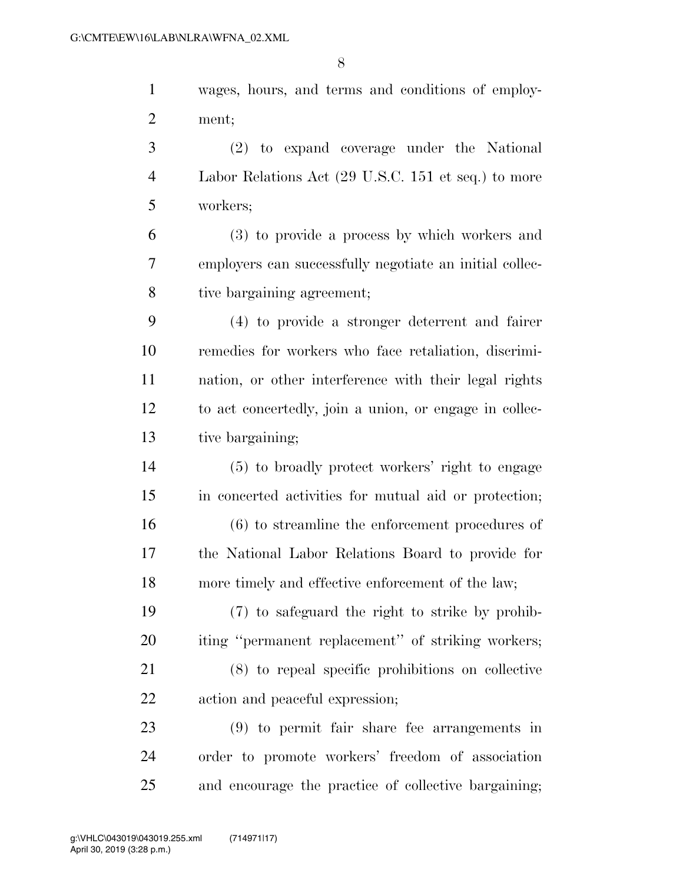wages, hours, and terms and conditions of employment;

(2) to expand coverage under the National Labor Relations Act (29 U.S.C. 151 et seq.) to more workers;

(3) to provide a process by which workers and employers can successfully negotiate an initial collective bargaining agreement;

(4) to provide a stronger deterrent and fairer remedies for workers who face retaliation, discrimination, or other interference with their legal rights to act concertedly, join a union, or engage in collective bargaining;

(5) to broadly protect workers' right to engage in concerted activities for mutual aid or protection;

(6) to streamline the enforcement procedures of the National Labor Relations Board to provide for more timely and effective enforcement of the law;

(7) to safeguard the right to strike by prohibiting "permanent replacement" of striking workers;

(8) to repeal specific prohibitions on collective action and peaceful expression;

(9) to permit fair share fee arrangements in order to promote workers' freedom of association and encourage the practice of collective bargaining;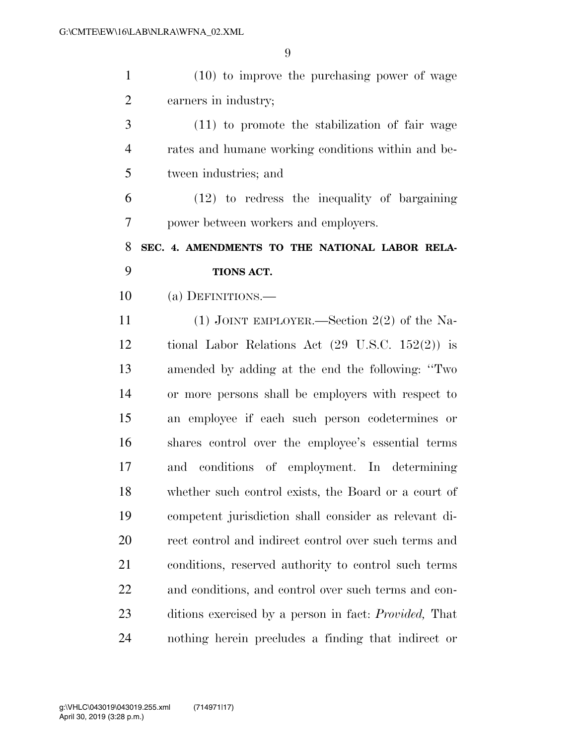(10) to improve the purchasing power of wage earners in industry;

(11) to promote the stabilization of fair wage rates and humane working conditions within and between industries; and

(12) to redress the inequality of bargaining power between workers and employers.

**SEC. 4. AMENDMENTS TO THE NATIONAL LABOR RELATIONS ACT.**

(a) DEFINITIONS.—

(1) JOINT EMPLOYER.—Section 2(2) of the National Labor Relations Act (29 U.S.C. 152(2)) is amended by adding at the end the following: ''Two or more persons shall be employers with respect to an employee if each such person codetermines or shares control over the employee's essential terms and conditions of employment. In determining whether such control exists, the Board or a court of competent jurisdiction shall consider as relevant direct control and indirect control over such terms and conditions, reserved authority to control such terms and conditions, and control over such terms and conditions exercised by a person in fact: *Provided,* That nothing herein precludes a finding that indirect or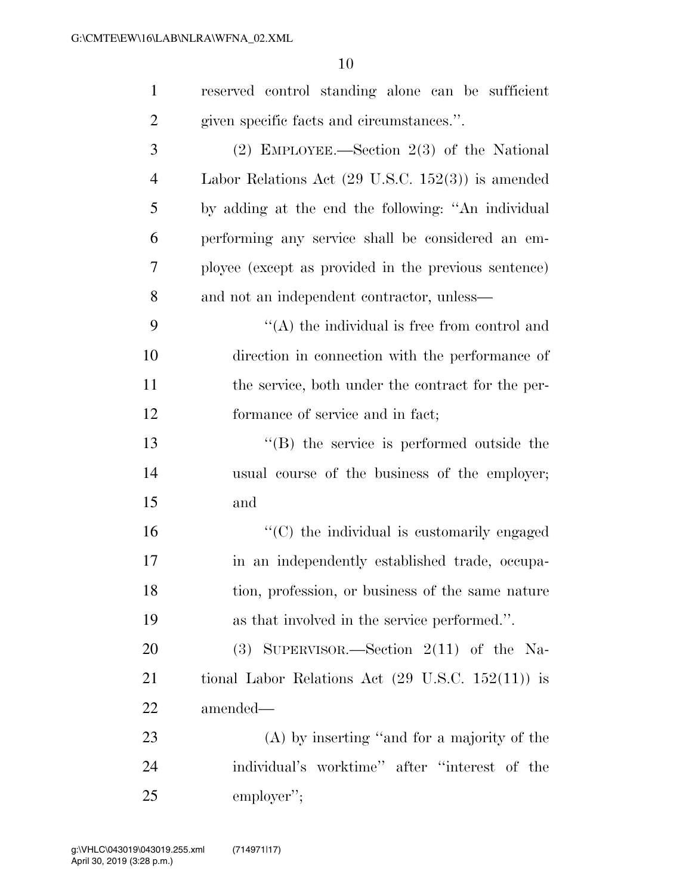reserved control standing alone can be sufficient given specific facts and circumstances.''.

(2) EMPLOYEE.—Section 2(3) of the National Labor Relations Act (29 U.S.C. 152(3)) is amended by adding at the end the following: ''An individual performing any service shall be considered an employee (except as provided in the previous sentence) and not an independent contractor, unless—

''(A) the individual is free from control and direction in connection with the performance of the service, both under the contract for the performance of service and in fact;

''(B) the service is performed outside the usual course of the business of the employer; and

''(C) the individual is customarily engaged in an independently established trade, occupation, profession, or business of the same nature as that involved in the service performed.''.

(3) SUPERVISOR.—Section 2(11) of the National Labor Relations Act (29 U.S.C. 152(11)) is amended—

(A) by inserting ''and for a majority of the individual's worktime'' after ''interest of the employer'';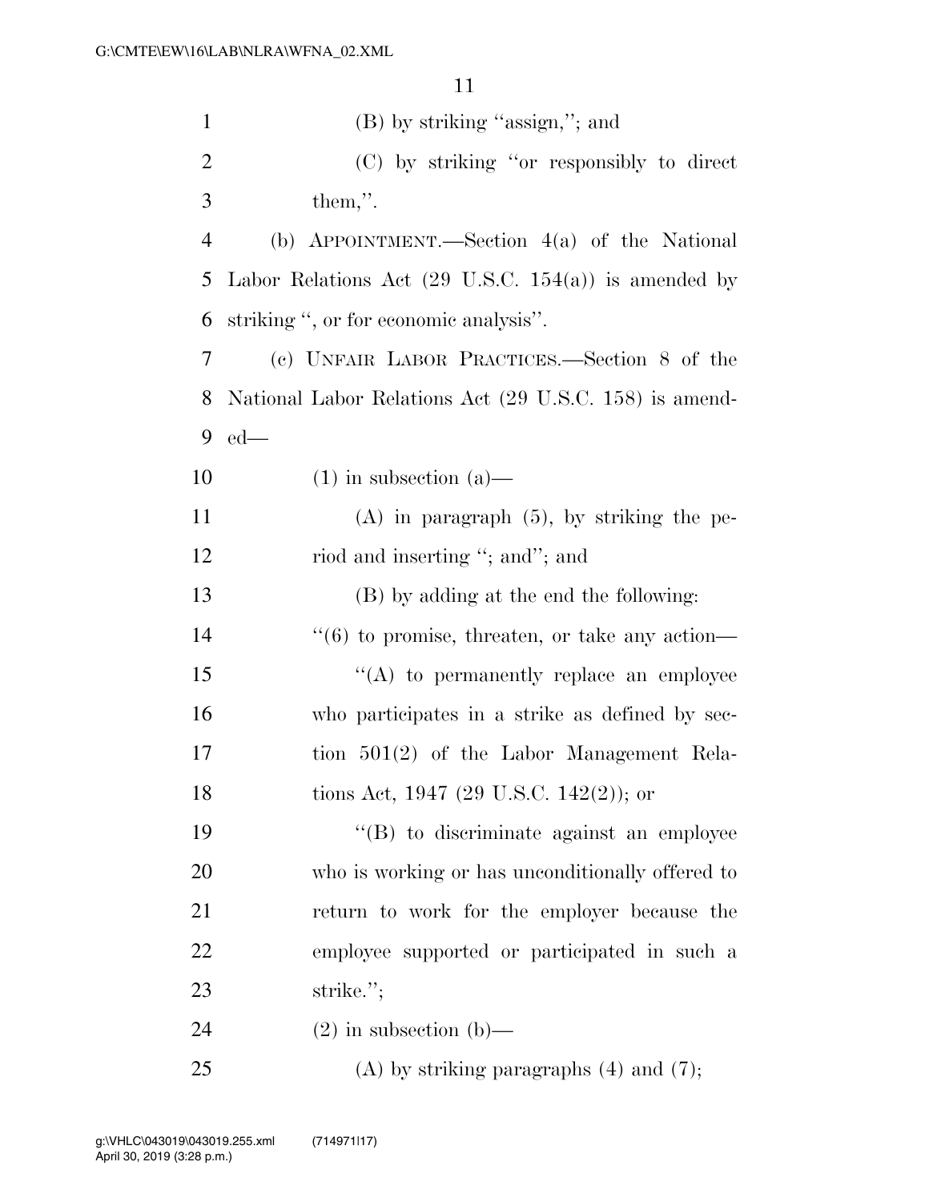(B) by striking ''assign,''; and

(C) by striking ''or responsibly to direct them,''.

(b) APPOINTMENT.—Section 4(a) of the National Labor Relations Act (29 U.S.C. 154(a)) is amended by striking '', or for economic analysis''.

(c) UNFAIR LABOR PRACTICES.—Section 8 of the National Labor Relations Act (29 U.S.C. 158) is amended—

(1) in subsection (a)—

(A) in paragraph (5), by striking the period and inserting ''; and''; and

(B) by adding at the end the following:

''(6) to promise, threaten, or take any action—

''(A) to permanently replace an employee who participates in a strike as defined by section 501(2) of the Labor Management Relations Act, 1947 (29 U.S.C. 142(2)); or

''(B) to discriminate against an employee who is working or has unconditionally offered to return to work for the employer because the employee supported or participated in such a strike.'';

(2) in subsection (b)—

(A) by striking paragraphs (4) and (7);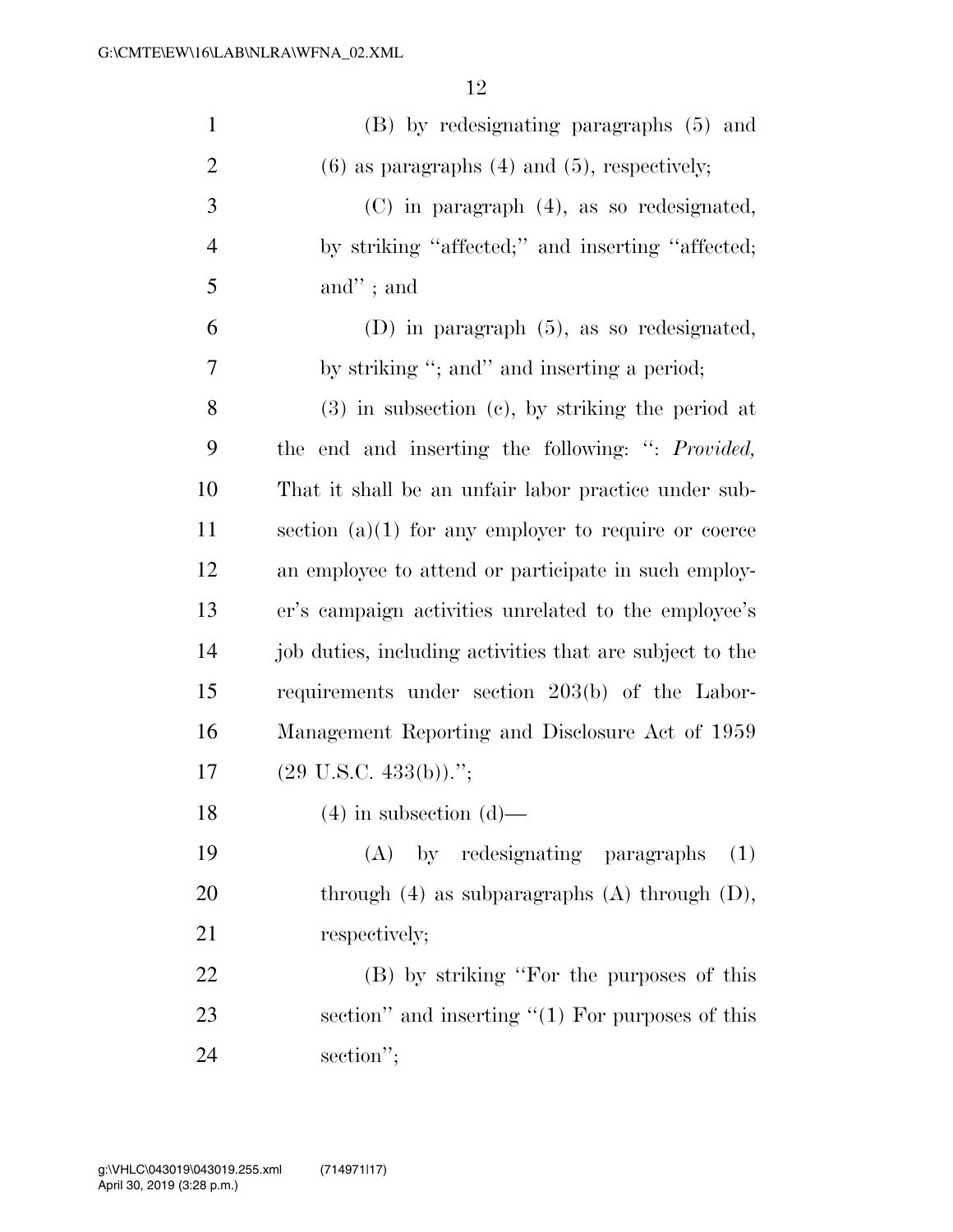(B) by redesignating paragraphs (5) and (6) as paragraphs (4) and (5), respectively;

(C) in paragraph (4), as so redesignated, by striking "affected;" and inserting "affected; and" ; and

(D) in paragraph (5), as so redesignated, by striking "; and" and inserting a period;

(3) in subsection (c), by striking the period at the end and inserting the following: ": *Provided,* That it shall be an unfair labor practice under subsection (a)(1) for any employer to require or coerce an employee to attend or participate in such employer's campaign activities unrelated to the employee's job duties, including activities that are subject to the requirements under section 203(b) of the Labor-Management Reporting and Disclosure Act of 1959 (29 U.S.C. 433(b)).";

(4) in subsection (d)—

(A) by redesignating paragraphs (1) through (4) as subparagraphs (A) through (D), respectively;

(B) by striking "For the purposes of this section" and inserting "(1) For purposes of this section";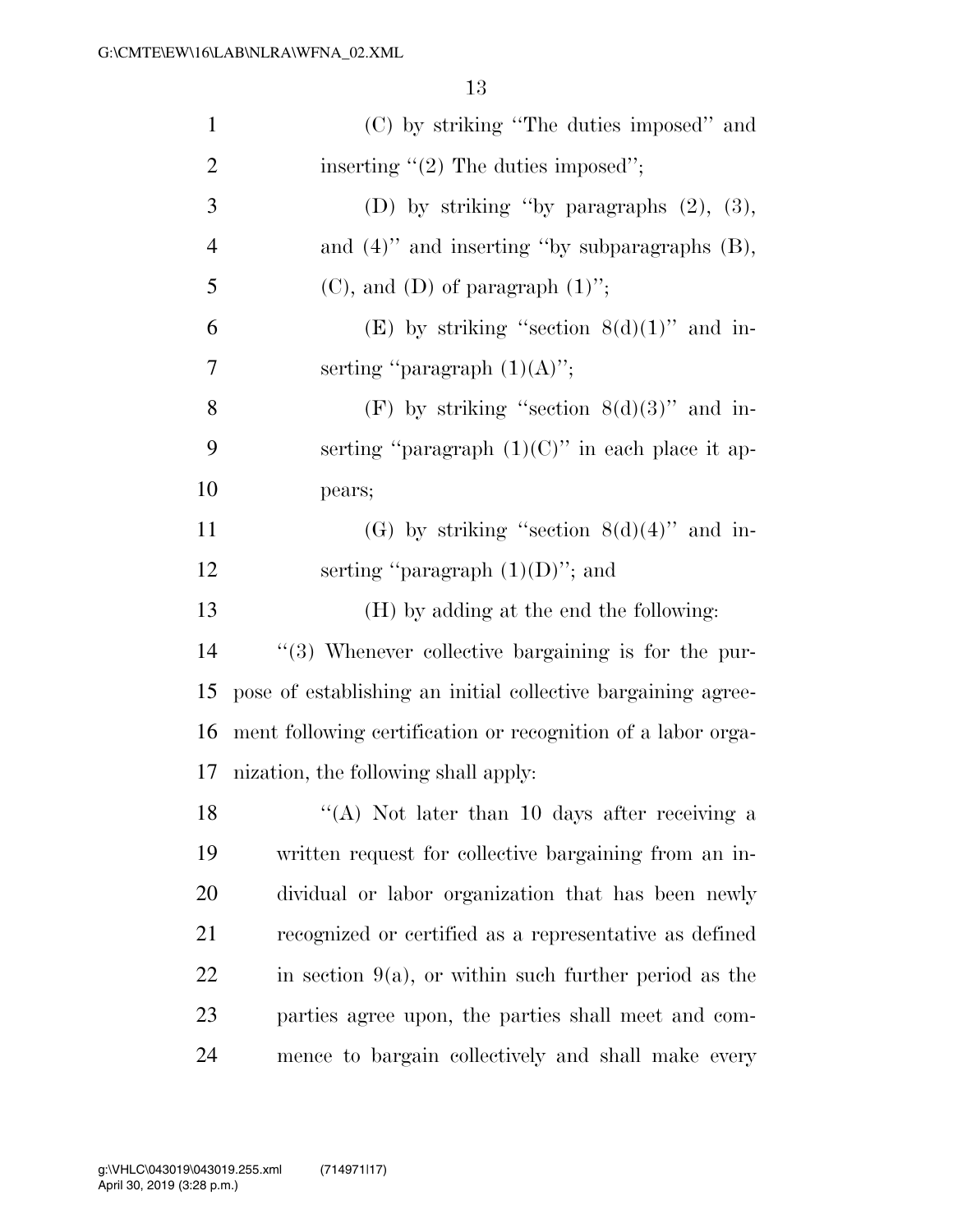(C) by striking ''The duties imposed'' and inserting ''(2) The duties imposed'';

(D) by striking ''by paragraphs (2), (3), and (4)'' and inserting ''by subparagraphs (B), (C), and (D) of paragraph (1)'';

(E) by striking ''section 8(d)(1)'' and inserting ''paragraph (1)(A)'';

(F) by striking ''section 8(d)(3)'' and inserting ''paragraph (1)(C)'' in each place it appears;

(G) by striking ''section 8(d)(4)'' and inserting ''paragraph (1)(D)''; and

(H) by adding at the end the following:

''(3) Whenever collective bargaining is for the purpose of establishing an initial collective bargaining agreement following certification or recognition of a labor organization, the following shall apply:

''(A) Not later than 10 days after receiving a written request for collective bargaining from an individual or labor organization that has been newly recognized or certified as a representative as defined in section 9(a), or within such further period as the parties agree upon, the parties shall meet and commence to bargain collectively and shall make every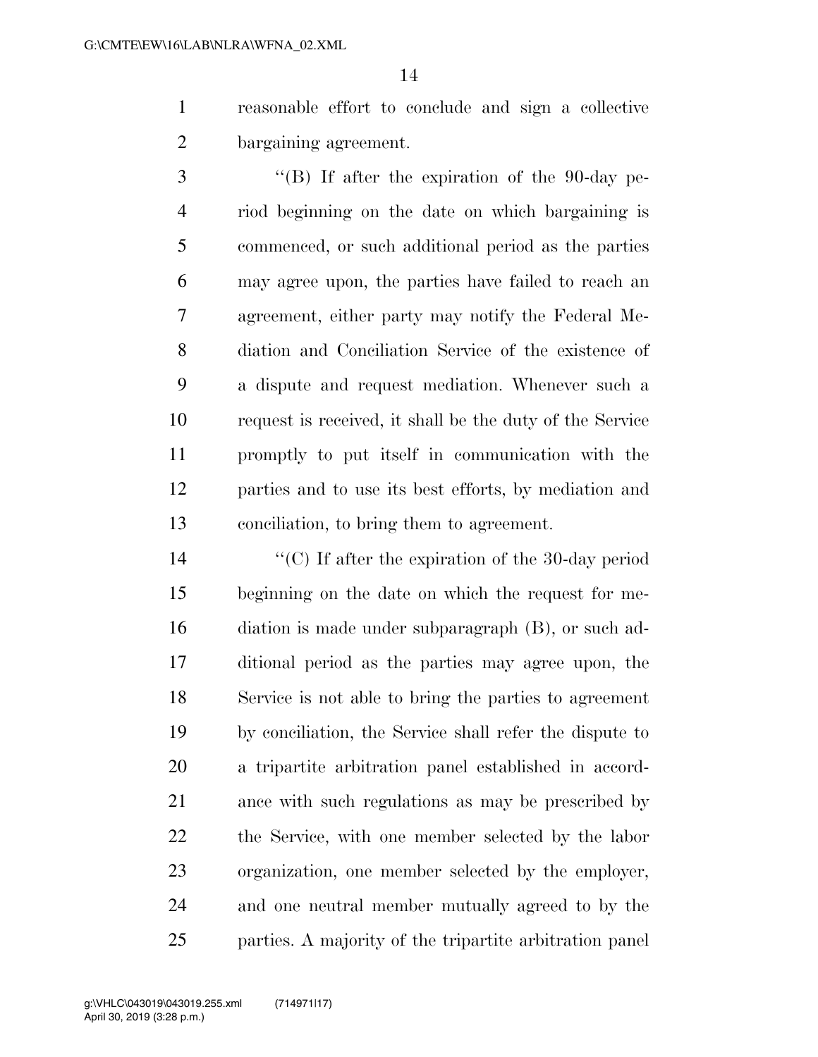reasonable effort to conclude and sign a collective bargaining agreement.

''(B) If after the expiration of the 90-day period beginning on the date on which bargaining is commenced, or such additional period as the parties may agree upon, the parties have failed to reach an agreement, either party may notify the Federal Mediation and Conciliation Service of the existence of a dispute and request mediation. Whenever such a request is received, it shall be the duty of the Service promptly to put itself in communication with the parties and to use its best efforts, by mediation and conciliation, to bring them to agreement.

''(C) If after the expiration of the 30-day period beginning on the date on which the request for mediation is made under subparagraph (B), or such additional period as the parties may agree upon, the Service is not able to bring the parties to agreement by conciliation, the Service shall refer the dispute to a tripartite arbitration panel established in accordance with such regulations as may be prescribed by the Service, with one member selected by the labor organization, one member selected by the employer, and one neutral member mutually agreed to by the parties. A majority of the tripartite arbitration panel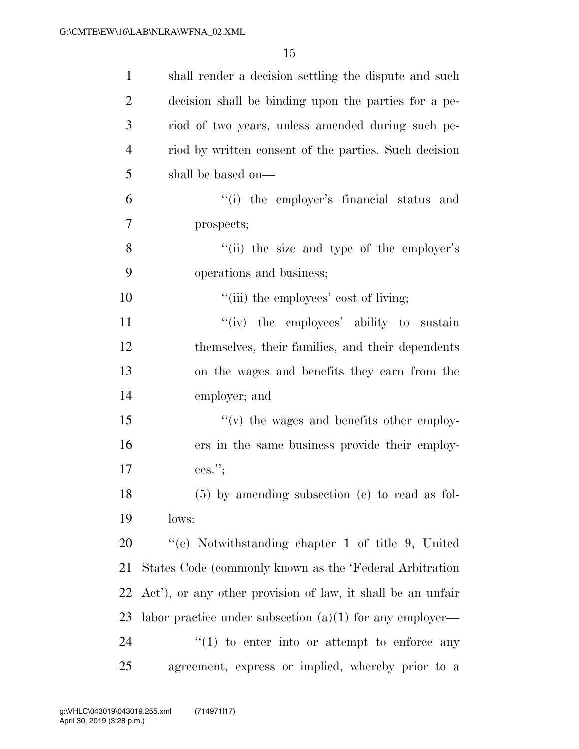shall render a decision settling the dispute and such decision shall be binding upon the parties for a period of two years, unless amended during such period by written consent of the parties. Such decision shall be based on—

"(i) the employer's financial status and prospects;

"(ii) the size and type of the employer's operations and business;

"(iii) the employees' cost of living;

"(iv) the employees' ability to sustain themselves, their families, and their dependents on the wages and benefits they earn from the employer; and

"(v) the wages and benefits other employers in the same business provide their employees.";

(5) by amending subsection (e) to read as follows:

"(e) Notwithstanding chapter 1 of title 9, United States Code (commonly known as the 'Federal Arbitration Act'), or any other provision of law, it shall be an unfair labor practice under subsection (a)(1) for any employer—

"(1) to enter into or attempt to enforce any agreement, express or implied, whereby prior to a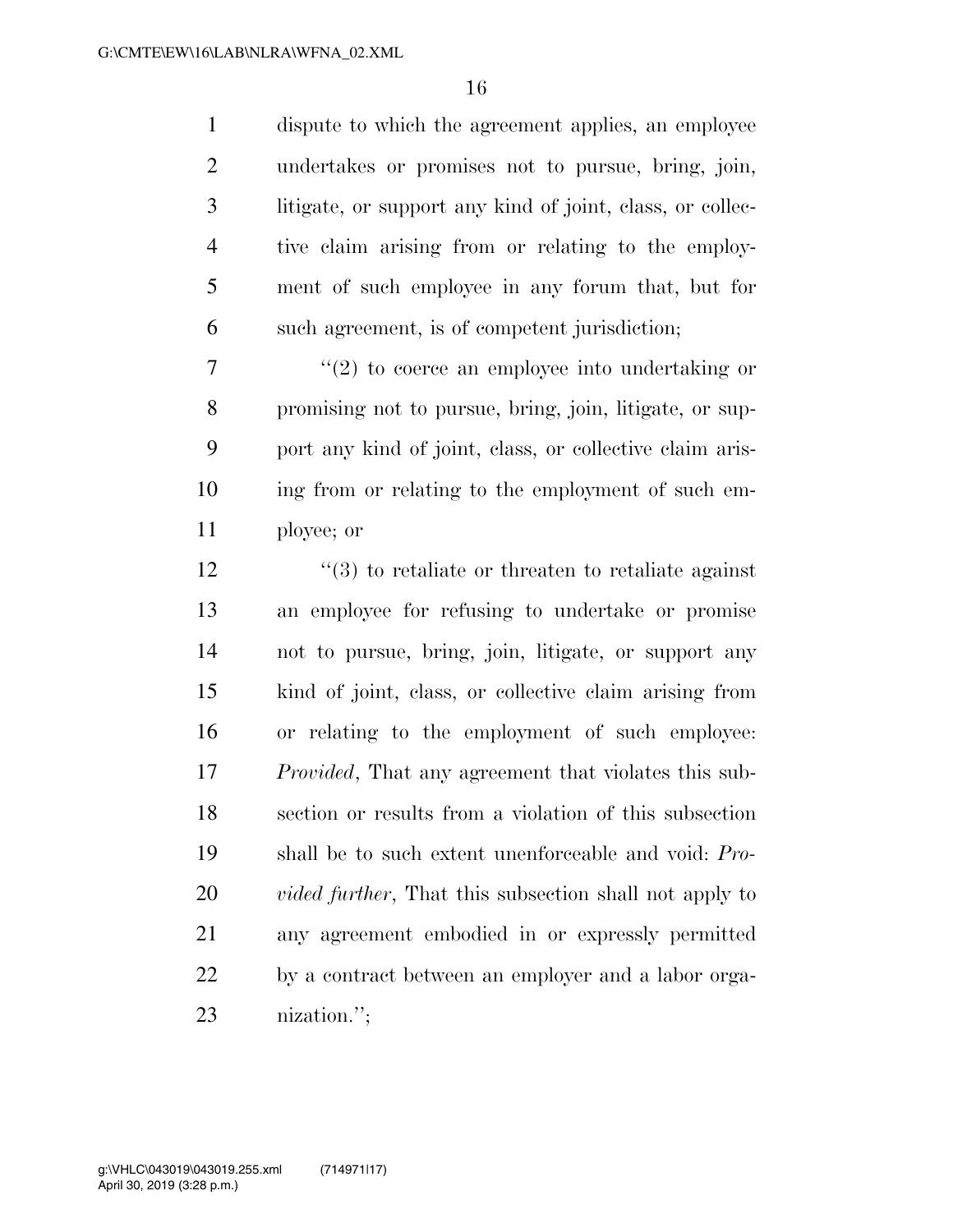dispute to which the agreement applies, an employee undertakes or promises not to pursue, bring, join, litigate, or support any kind of joint, class, or collective claim arising from or relating to the employment of such employee in any forum that, but for such agreement, is of competent jurisdiction;

"(2) to coerce an employee into undertaking or promising not to pursue, bring, join, litigate, or support any kind of joint, class, or collective claim arising from or relating to the employment of such employee; or

"(3) to retaliate or threaten to retaliate against an employee for refusing to undertake or promise not to pursue, bring, join, litigate, or support any kind of joint, class, or collective claim arising from or relating to the employment of such employee: *Provided*, That any agreement that violates this subsection or results from a violation of this subsection shall be to such extent unenforceable and void: *Provided further*, That this subsection shall not apply to any agreement embodied in or expressly permitted by a contract between an employer and a labor organization.";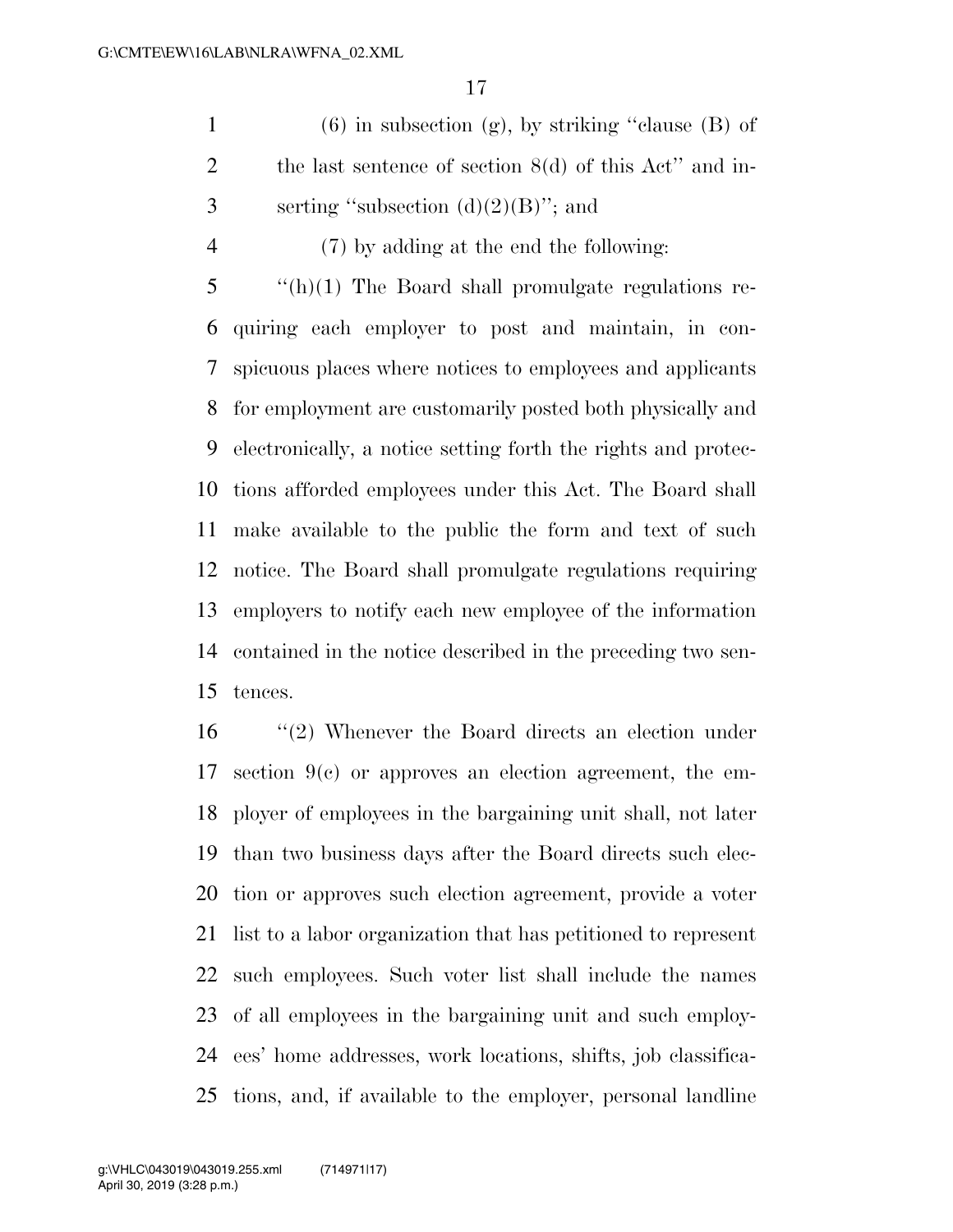(6) in subsection (g), by striking ''clause (B) of the last sentence of section 8(d) of this Act'' and inserting ''subsection (d)(2)(B)''; and

(7) by adding at the end the following:

''(h)(1) The Board shall promulgate regulations requiring each employer to post and maintain, in conspicuous places where notices to employees and applicants for employment are customarily posted both physically and electronically, a notice setting forth the rights and protections afforded employees under this Act. The Board shall make available to the public the form and text of such notice. The Board shall promulgate regulations requiring employers to notify each new employee of the information contained in the notice described in the preceding two sentences.

''(2) Whenever the Board directs an election under section 9(c) or approves an election agreement, the employer of employees in the bargaining unit shall, not later than two business days after the Board directs such election or approves such election agreement, provide a voter list to a labor organization that has petitioned to represent such employees. Such voter list shall include the names of all employees in the bargaining unit and such employees' home addresses, work locations, shifts, job classifications, and, if available to the employer, personal landline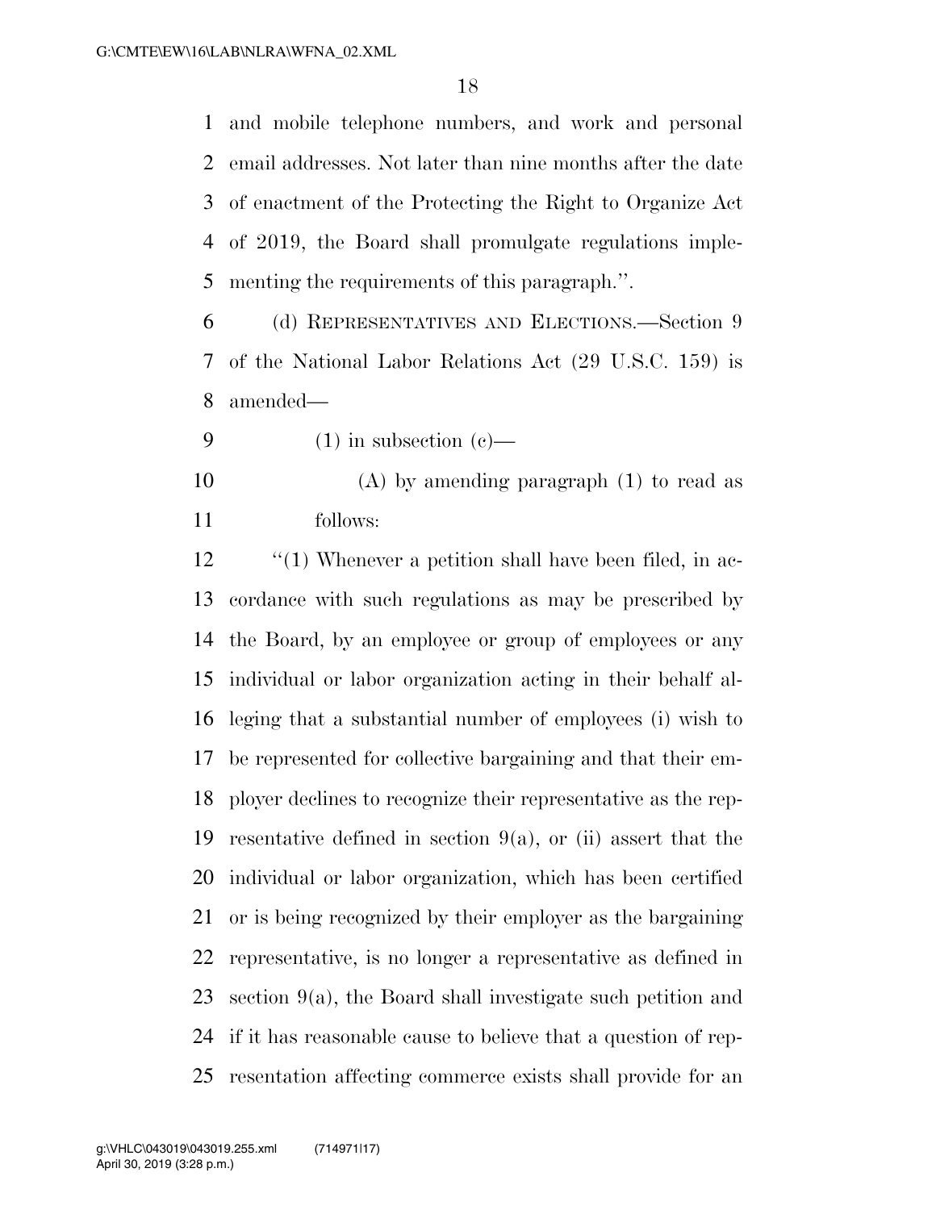and mobile telephone numbers, and work and personal email addresses. Not later than nine months after the date of enactment of the Protecting the Right to Organize Act of 2019, the Board shall promulgate regulations implementing the requirements of this paragraph.''.

(d) REPRESENTATIVES AND ELECTIONS.—Section 9 of the National Labor Relations Act (29 U.S.C. 159) is amended—

(1) in subsection (c)—

(A) by amending paragraph (1) to read as follows:

''(1) Whenever a petition shall have been filed, in accordance with such regulations as may be prescribed by the Board, by an employee or group of employees or any individual or labor organization acting in their behalf alleging that a substantial number of employees (i) wish to be represented for collective bargaining and that their employer declines to recognize their representative as the representative defined in section 9(a), or (ii) assert that the individual or labor organization, which has been certified or is being recognized by their employer as the bargaining representative, is no longer a representative as defined in section 9(a), the Board shall investigate such petition and if it has reasonable cause to believe that a question of representation affecting commerce exists shall provide for an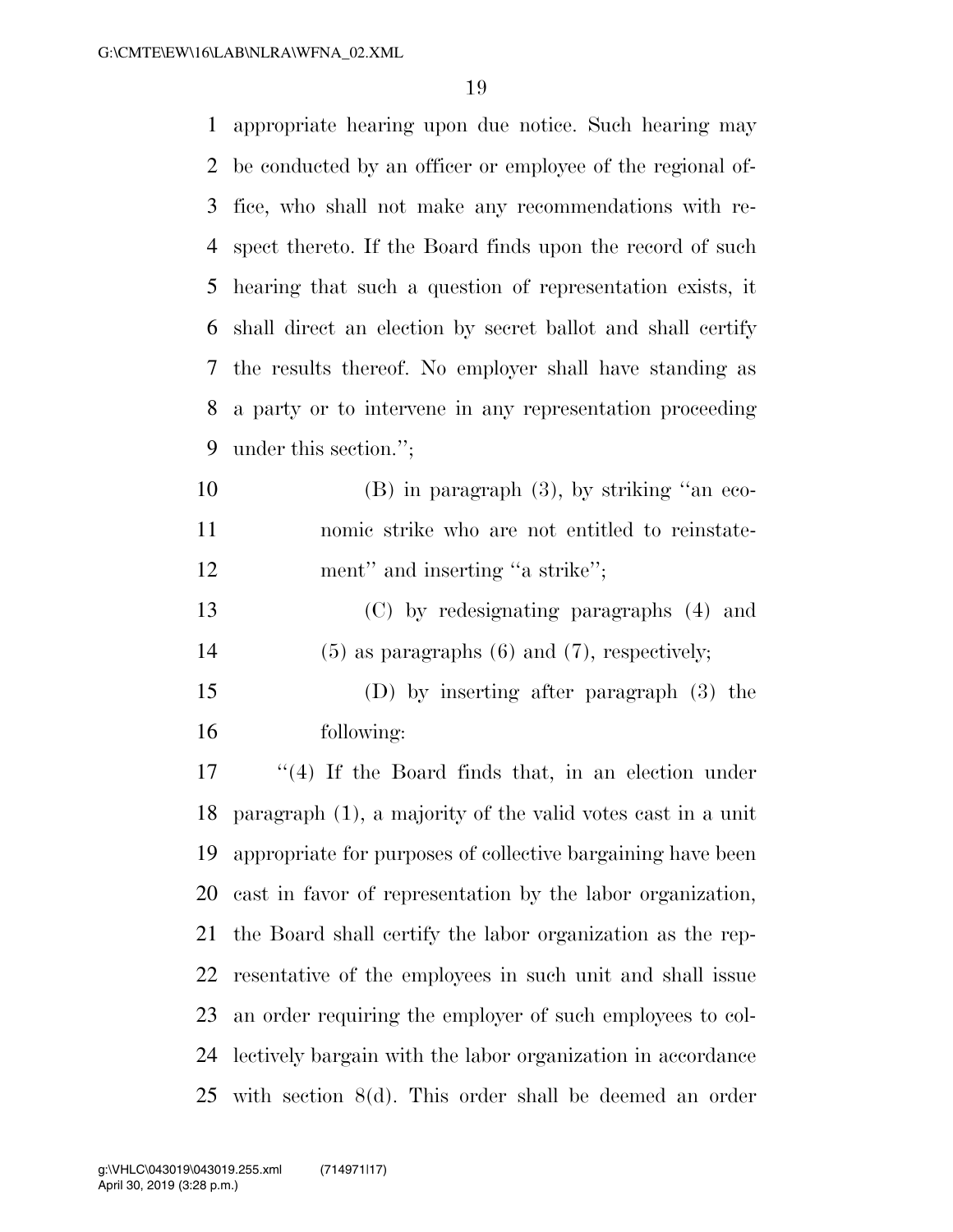appropriate hearing upon due notice. Such hearing may be conducted by an officer or employee of the regional office, who shall not make any recommendations with respect thereto. If the Board finds upon the record of such hearing that such a question of representation exists, it shall direct an election by secret ballot and shall certify the results thereof. No employer shall have standing as a party or to intervene in any representation proceeding under this section.'';

(B) in paragraph (3), by striking ''an economic strike who are not entitled to reinstatement'' and inserting ''a strike'';

(C) by redesignating paragraphs (4) and (5) as paragraphs (6) and (7), respectively;

(D) by inserting after paragraph (3) the following:

''(4) If the Board finds that, in an election under paragraph (1), a majority of the valid votes cast in a unit appropriate for purposes of collective bargaining have been cast in favor of representation by the labor organization, the Board shall certify the labor organization as the representative of the employees in such unit and shall issue an order requiring the employer of such employees to collectively bargain with the labor organization in accordance with section 8(d). This order shall be deemed an order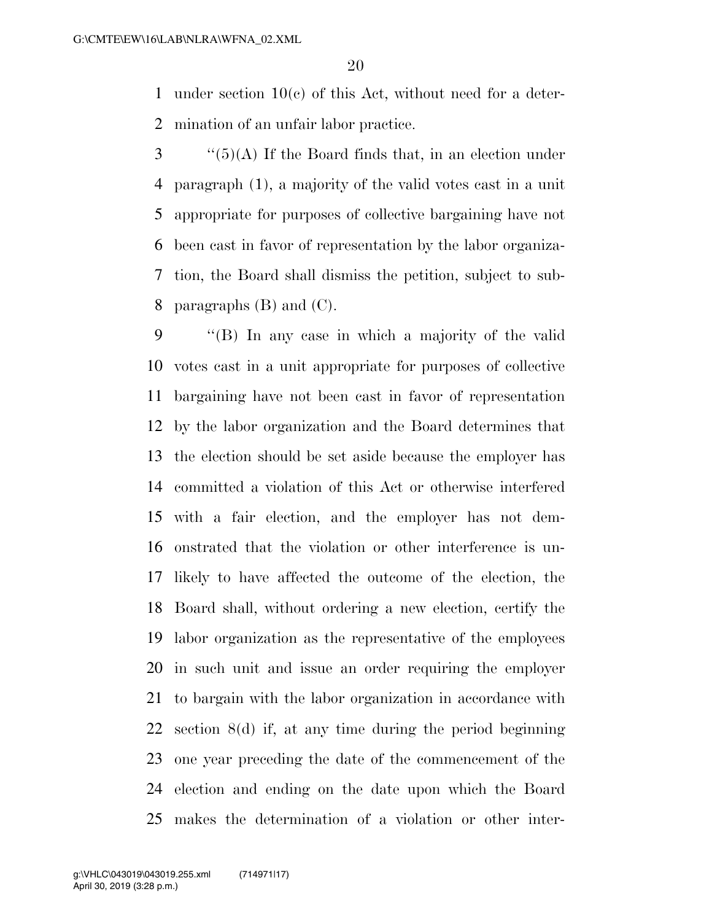under section 10(c) of this Act, without need for a determination of an unfair labor practice.

''(5)(A) If the Board finds that, in an election under paragraph (1), a majority of the valid votes cast in a unit appropriate for purposes of collective bargaining have not been cast in favor of representation by the labor organization, the Board shall dismiss the petition, subject to subparagraphs (B) and (C).

''(B) In any case in which a majority of the valid votes cast in a unit appropriate for purposes of collective bargaining have not been cast in favor of representation by the labor organization and the Board determines that the election should be set aside because the employer has committed a violation of this Act or otherwise interfered with a fair election, and the employer has not demonstrated that the violation or other interference is unlikely to have affected the outcome of the election, the Board shall, without ordering a new election, certify the labor organization as the representative of the employees in such unit and issue an order requiring the employer to bargain with the labor organization in accordance with section 8(d) if, at any time during the period beginning one year preceding the date of the commencement of the election and ending on the date upon which the Board makes the determination of a violation or other inter-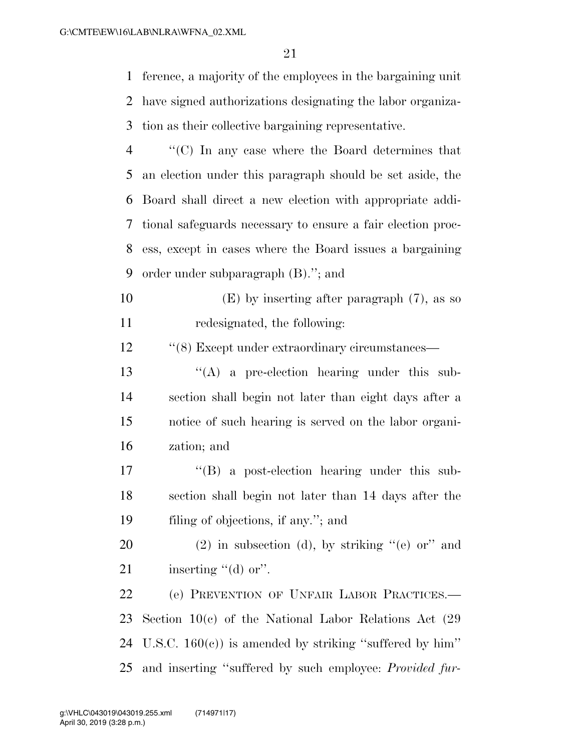ference, a majority of the employees in the bargaining unit have signed authorizations designating the labor organization as their collective bargaining representative.

"(C) In any case where the Board determines that an election under this paragraph should be set aside, the Board shall direct a new election with appropriate additional safeguards necessary to ensure a fair election process, except in cases where the Board issues a bargaining order under subparagraph (B)."; and

(E) by inserting after paragraph (7), as so redesignated, the following:

"(8) Except under extraordinary circumstances—

"(A) a pre-election hearing under this subsection shall begin not later than eight days after a notice of such hearing is served on the labor organization; and

"(B) a post-election hearing under this subsection shall begin not later than 14 days after the filing of objections, if any."; and

(2) in subsection (d), by striking "(e) or" and inserting "(d) or".

(e) PREVENTION OF UNFAIR LABOR PRACTICES.—Section 10(c) of the National Labor Relations Act (29 U.S.C. 160(c)) is amended by striking "suffered by him" and inserting "suffered by such employee: *Provided fur-*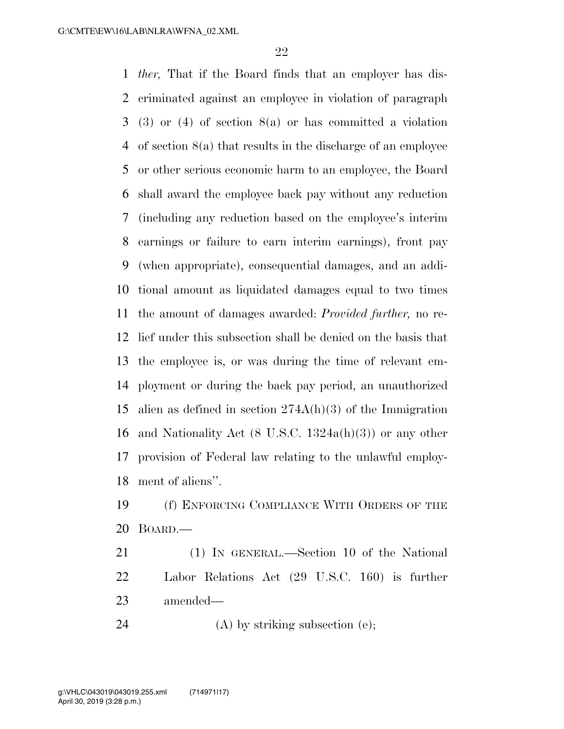*ther,* That if the Board finds that an employer has discriminated against an employee in violation of paragraph (3) or (4) of section 8(a) or has committed a violation of section 8(a) that results in the discharge of an employee or other serious economic harm to an employee, the Board shall award the employee back pay without any reduction (including any reduction based on the employee's interim earnings or failure to earn interim earnings), front pay (when appropriate), consequential damages, and an additional amount as liquidated damages equal to two times the amount of damages awarded: *Provided further,* no relief under this subsection shall be denied on the basis that the employee is, or was during the time of relevant employment or during the back pay period, an unauthorized alien as defined in section 274A(h)(3) of the Immigration and Nationality Act (8 U.S.C. 1324a(h)(3)) or any other provision of Federal law relating to the unlawful employment of aliens''.

(f) ENFORCING COMPLIANCE WITH ORDERS OF THE BOARD.—

(1) IN GENERAL.—Section 10 of the National Labor Relations Act (29 U.S.C. 160) is further amended—

(A) by striking subsection (e);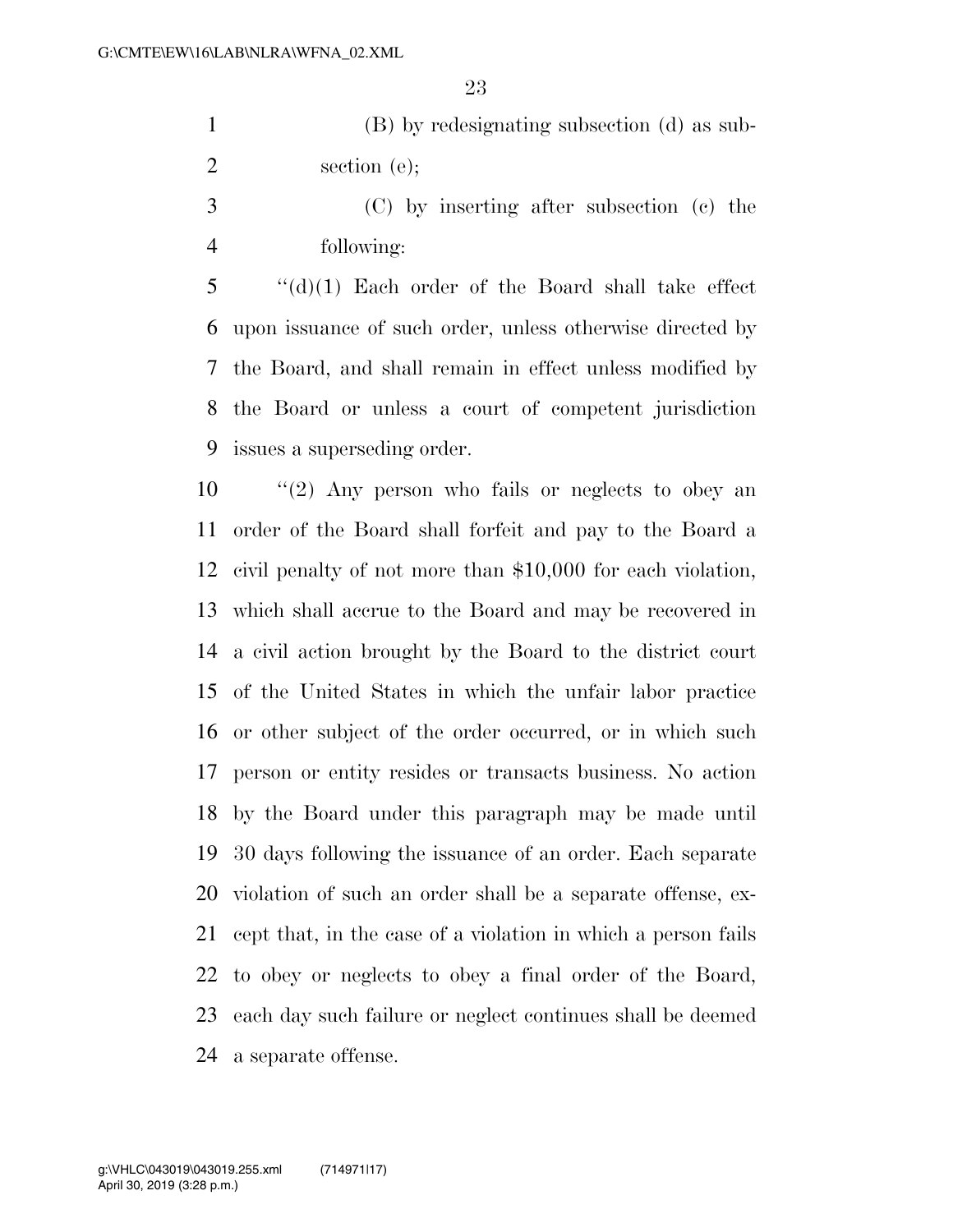(B) by redesignating subsection (d) as subsection (e);

(C) by inserting after subsection (c) the following:

"(d)(1) Each order of the Board shall take effect upon issuance of such order, unless otherwise directed by the Board, and shall remain in effect unless modified by the Board or unless a court of competent jurisdiction issues a superseding order.

"(2) Any person who fails or neglects to obey an order of the Board shall forfeit and pay to the Board a civil penalty of not more than $10,000 for each violation, which shall accrue to the Board and may be recovered in a civil action brought by the Board to the district court of the United States in which the unfair labor practice or other subject of the order occurred, or in which such person or entity resides or transacts business. No action by the Board under this paragraph may be made until 30 days following the issuance of an order. Each separate violation of such an order shall be a separate offense, except that, in the case of a violation in which a person fails to obey or neglects to obey a final order of the Board, each day such failure or neglect continues shall be deemed a separate offense.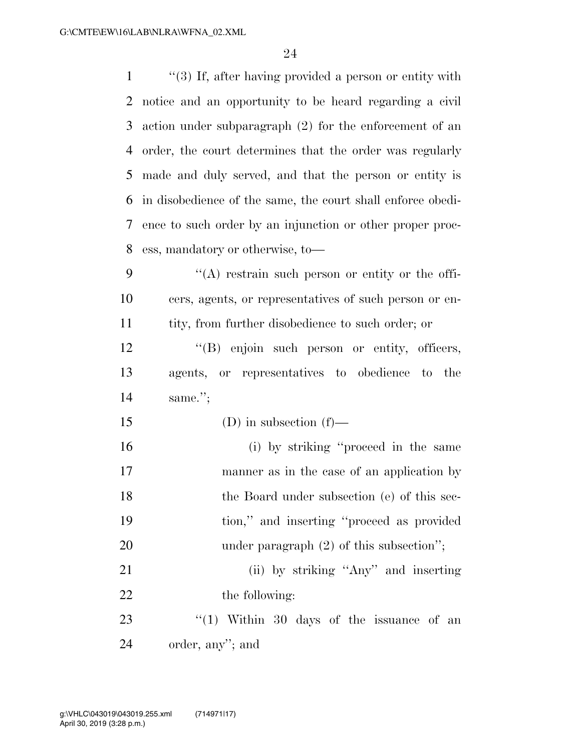''(3) If, after having provided a person or entity with notice and an opportunity to be heard regarding a civil action under subparagraph (2) for the enforcement of an order, the court determines that the order was regularly made and duly served, and that the person or entity is in disobedience of the same, the court shall enforce obedience to such order by an injunction or other proper process, mandatory or otherwise, to—

''(A) restrain such person or entity or the officers, agents, or representatives of such person or entity, from further disobedience to such order; or

''(B) enjoin such person or entity, officers, agents, or representatives to obedience to the same.'';

(D) in subsection (f)—

(i) by striking ''proceed in the same manner as in the case of an application by the Board under subsection (e) of this section,'' and inserting ''proceed as provided under paragraph (2) of this subsection'';

(ii) by striking ''Any'' and inserting the following:

''(1) Within 30 days of the issuance of an order, any''; and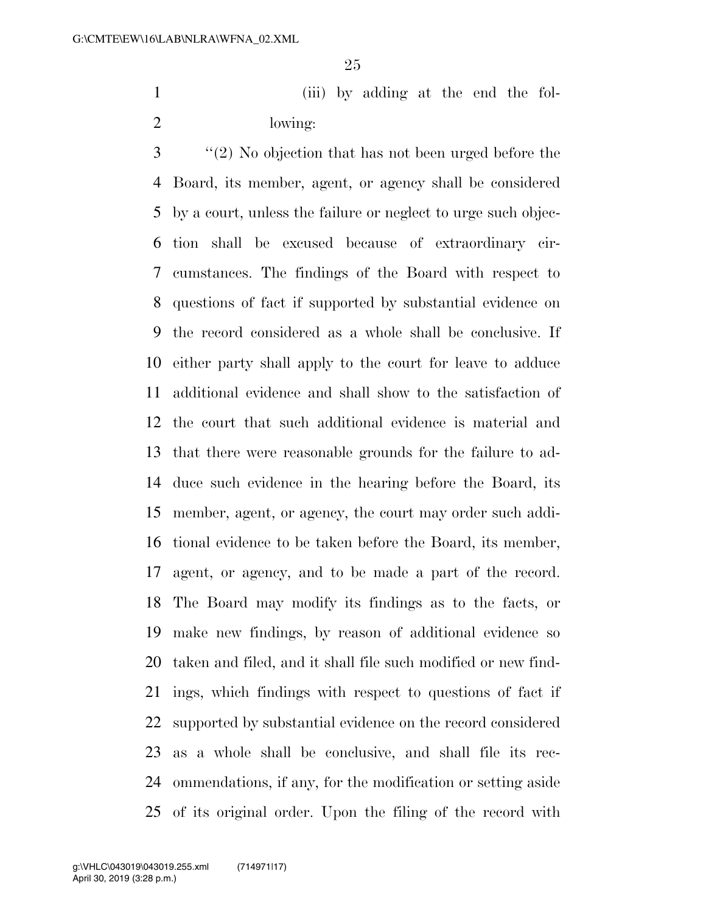(iii) by adding at the end the following:

"(2) No objection that has not been urged before the Board, its member, agent, or agency shall be considered by a court, unless the failure or neglect to urge such objection shall be excused because of extraordinary circumstances. The findings of the Board with respect to questions of fact if supported by substantial evidence on the record considered as a whole shall be conclusive. If either party shall apply to the court for leave to adduce additional evidence and shall show to the satisfaction of the court that such additional evidence is material and that there were reasonable grounds for the failure to adduce such evidence in the hearing before the Board, its member, agent, or agency, the court may order such additional evidence to be taken before the Board, its member, agent, or agency, and to be made a part of the record. The Board may modify its findings as to the facts, or make new findings, by reason of additional evidence so taken and filed, and it shall file such modified or new findings, which findings with respect to questions of fact if supported by substantial evidence on the record considered as a whole shall be conclusive, and shall file its recommendations, if any, for the modification or setting aside of its original order. Upon the filing of the record with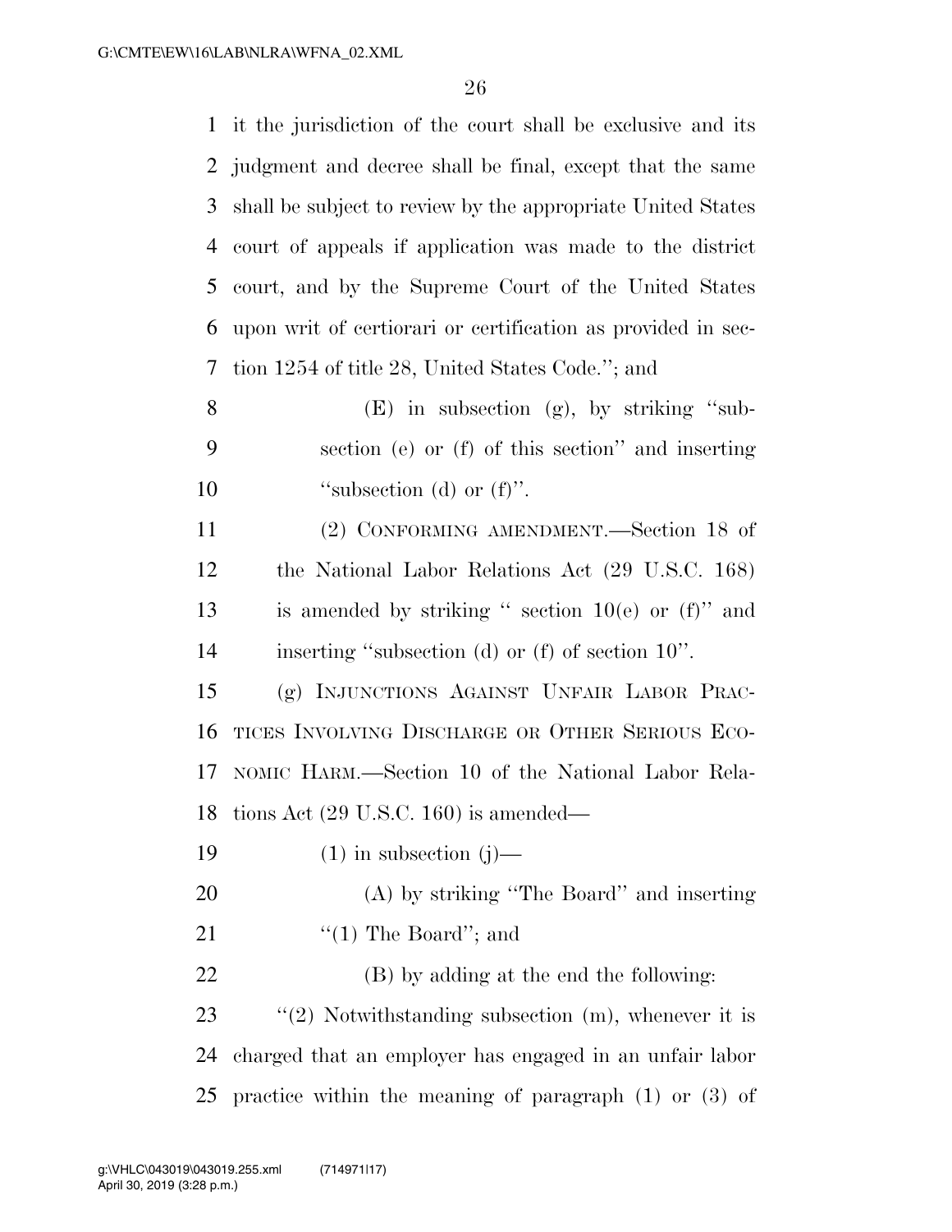it the jurisdiction of the court shall be exclusive and its judgment and decree shall be final, except that the same shall be subject to review by the appropriate United States court of appeals if application was made to the district court, and by the Supreme Court of the United States upon writ of certiorari or certification as provided in section 1254 of title 28, United States Code.''; and

(E) in subsection (g), by striking ''subsection (e) or (f) of this section'' and inserting ''subsection (d) or (f)''.

(2) CONFORMING AMENDMENT.—Section 18 of the National Labor Relations Act (29 U.S.C. 168) is amended by striking '' section 10(e) or (f)'' and inserting ''subsection (d) or (f) of section 10''.

(g) INJUNCTIONS AGAINST UNFAIR LABOR PRACTICES INVOLVING DISCHARGE OR OTHER SERIOUS ECONOMIC HARM.—Section 10 of the National Labor Relations Act (29 U.S.C. 160) is amended—

(1) in subsection (j)—

(A) by striking ''The Board'' and inserting ''(1) The Board''; and

(B) by adding at the end the following:

''(2) Notwithstanding subsection (m), whenever it is charged that an employer has engaged in an unfair labor practice within the meaning of paragraph (1) or (3) of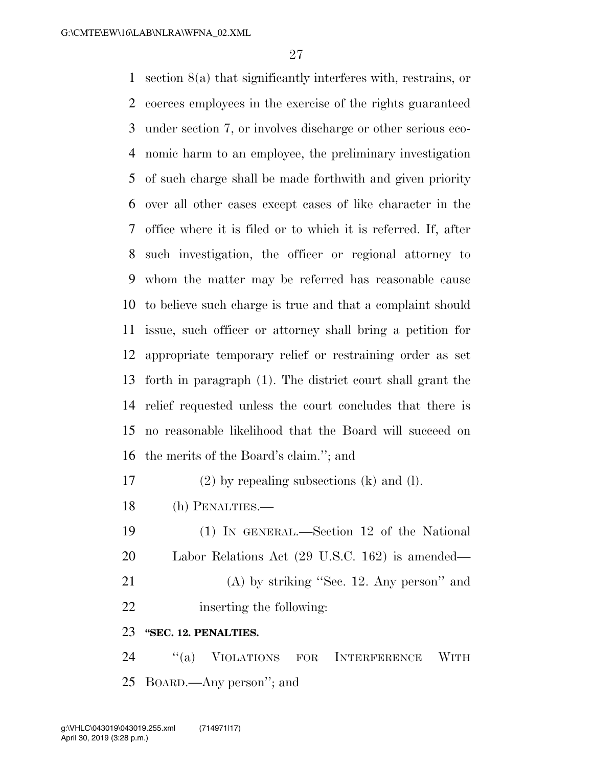section 8(a) that significantly interferes with, restrains, or coerces employees in the exercise of the rights guaranteed under section 7, or involves discharge or other serious economic harm to an employee, the preliminary investigation of such charge shall be made forthwith and given priority over all other cases except cases of like character in the office where it is filed or to which it is referred. If, after such investigation, the officer or regional attorney to whom the matter may be referred has reasonable cause to believe such charge is true and that a complaint should issue, such officer or attorney shall bring a petition for appropriate temporary relief or restraining order as set forth in paragraph (1). The district court shall grant the relief requested unless the court concludes that there is no reasonable likelihood that the Board will succeed on the merits of the Board's claim.''; and

(2) by repealing subsections (k) and (l).

(h) PENALTIES.—

(1) IN GENERAL.—Section 12 of the National Labor Relations Act (29 U.S.C. 162) is amended—

(A) by striking ''Sec. 12. Any person'' and inserting the following:

**''SEC. 12. PENALTIES.**

''(a) VIOLATIONS FOR INTERFERENCE WITH BOARD.—Any person''; and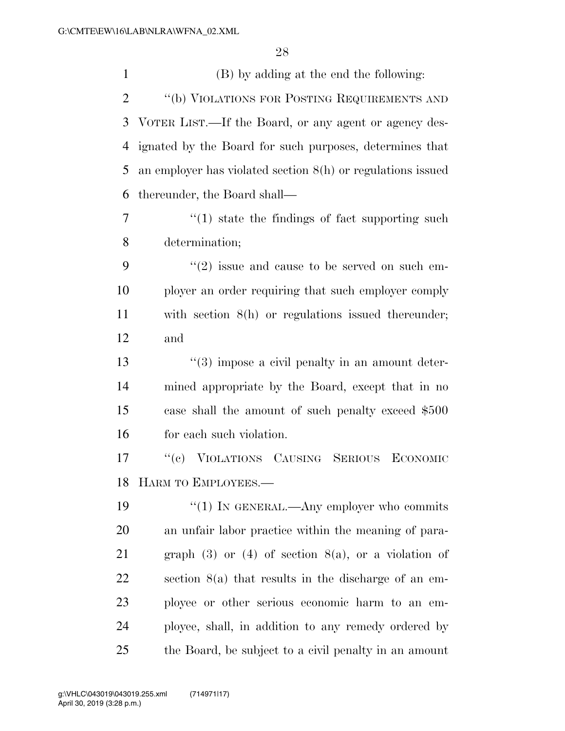(B) by adding at the end the following:

"(b) VIOLATIONS FOR POSTING REQUIREMENTS AND VOTER LIST.—If the Board, or any agent or agency designated by the Board for such purposes, determines that an employer has violated section 8(h) or regulations issued thereunder, the Board shall—

"(1) state the findings of fact supporting such determination;

"(2) issue and cause to be served on such employer an order requiring that such employer comply with section 8(h) or regulations issued thereunder; and

"(3) impose a civil penalty in an amount determined appropriate by the Board, except that in no case shall the amount of such penalty exceed $500 for each such violation.

"(c) VIOLATIONS CAUSING SERIOUS ECONOMIC HARM TO EMPLOYEES.—

"(1) IN GENERAL.—Any employer who commits an unfair labor practice within the meaning of paragraph (3) or (4) of section 8(a), or a violation of section 8(a) that results in the discharge of an employee or other serious economic harm to an employee, shall, in addition to any remedy ordered by the Board, be subject to a civil penalty in an amount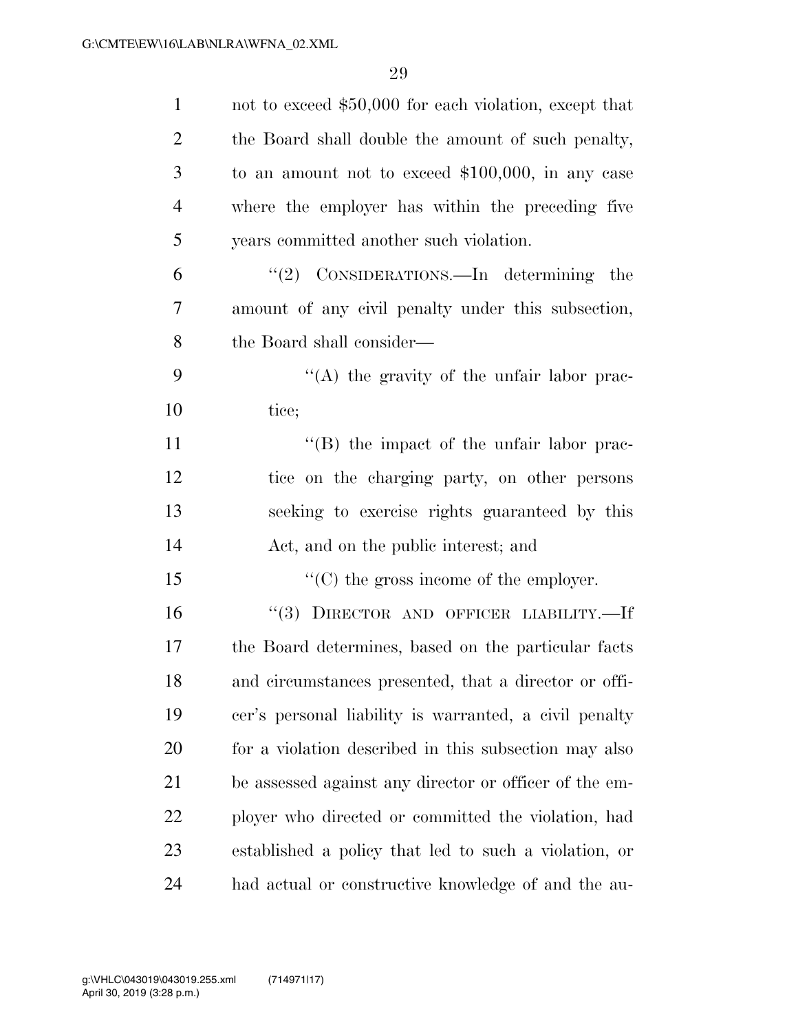not to exceed $50,000 for each violation, except that the Board shall double the amount of such penalty, to an amount not to exceed $100,000, in any case where the employer has within the preceding five years committed another such violation.

''(2) CONSIDERATIONS.—In determining the amount of any civil penalty under this subsection, the Board shall consider—

''(A) the gravity of the unfair labor practice;

''(B) the impact of the unfair labor practice on the charging party, on other persons seeking to exercise rights guaranteed by this Act, and on the public interest; and

''(C) the gross income of the employer.

''(3) DIRECTOR AND OFFICER LIABILITY.—If the Board determines, based on the particular facts and circumstances presented, that a director or officer's personal liability is warranted, a civil penalty for a violation described in this subsection may also be assessed against any director or officer of the employer who directed or committed the violation, had established a policy that led to such a violation, or had actual or constructive knowledge of and the au-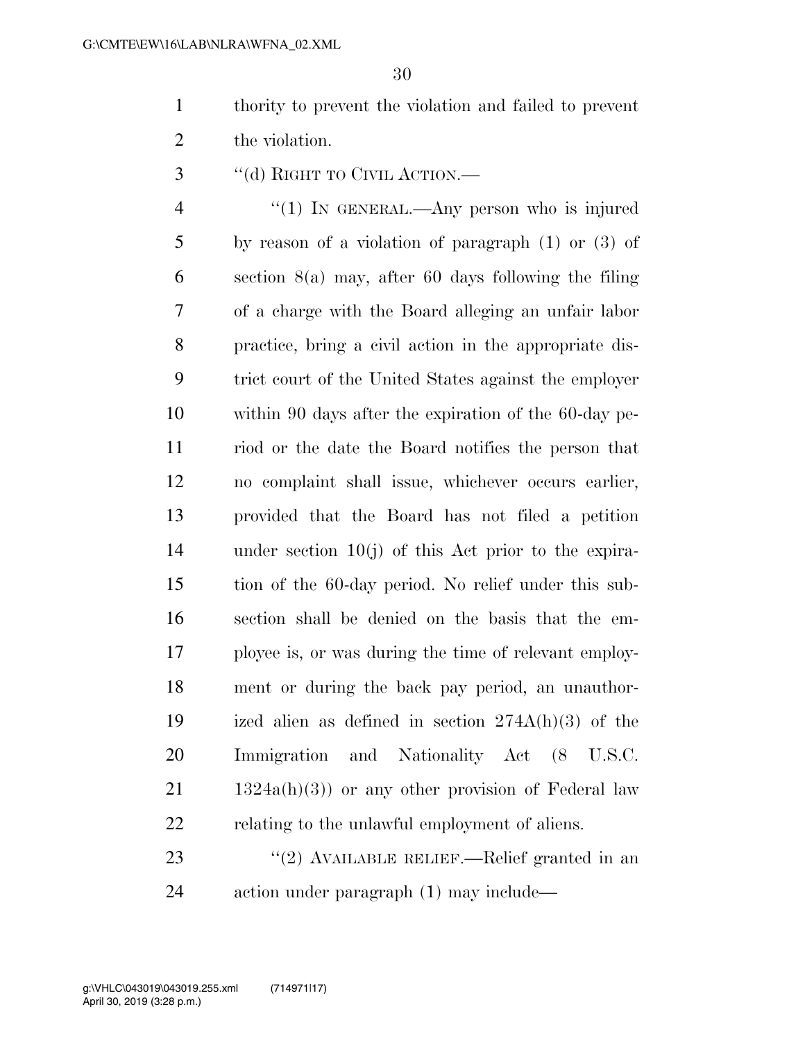thority to prevent the violation and failed to prevent the violation.

"(d) RIGHT TO CIVIL ACTION.—

"(1) IN GENERAL.—Any person who is injured by reason of a violation of paragraph (1) or (3) of section 8(a) may, after 60 days following the filing of a charge with the Board alleging an unfair labor practice, bring a civil action in the appropriate district court of the United States against the employer within 90 days after the expiration of the 60-day period or the date the Board notifies the person that no complaint shall issue, whichever occurs earlier, provided that the Board has not filed a petition under section 10(j) of this Act prior to the expiration of the 60-day period. No relief under this subsection shall be denied on the basis that the employee is, or was during the time of relevant employment or during the back pay period, an unauthorized alien as defined in section 274A(h)(3) of the Immigration and Nationality Act (8 U.S.C. 1324a(h)(3)) or any other provision of Federal law relating to the unlawful employment of aliens.

"(2) AVAILABLE RELIEF.—Relief granted in an action under paragraph (1) may include—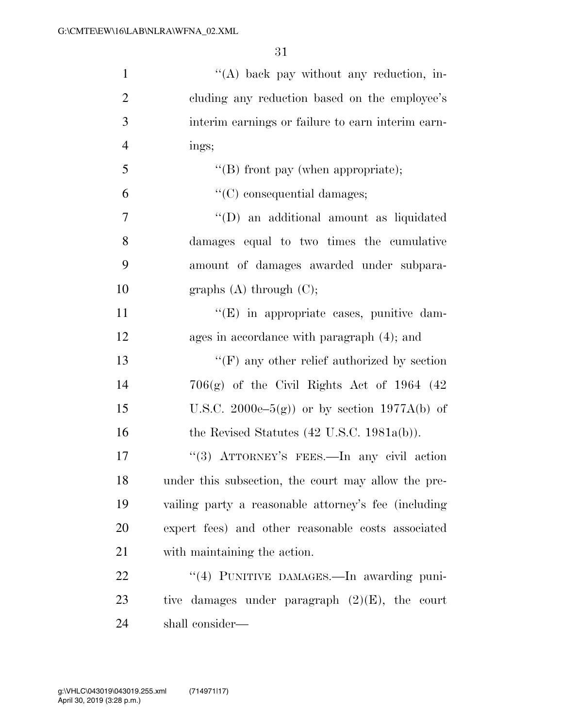''(A) back pay without any reduction, including any reduction based on the employee's interim earnings or failure to earn interim earnings;

''(B) front pay (when appropriate);

''(C) consequential damages;

''(D) an additional amount as liquidated damages equal to two times the cumulative amount of damages awarded under subparagraphs (A) through (C);

''(E) in appropriate cases, punitive damages in accordance with paragraph (4); and

''(F) any other relief authorized by section 706(g) of the Civil Rights Act of 1964 (42 U.S.C. 2000e–5(g)) or by section 1977A(b) of the Revised Statutes (42 U.S.C. 1981a(b)).

''(3) ATTORNEY'S FEES.—In any civil action under this subsection, the court may allow the prevailing party a reasonable attorney's fee (including expert fees) and other reasonable costs associated with maintaining the action.

''(4) PUNITIVE DAMAGES.—In awarding punitive damages under paragraph (2)(E), the court shall consider—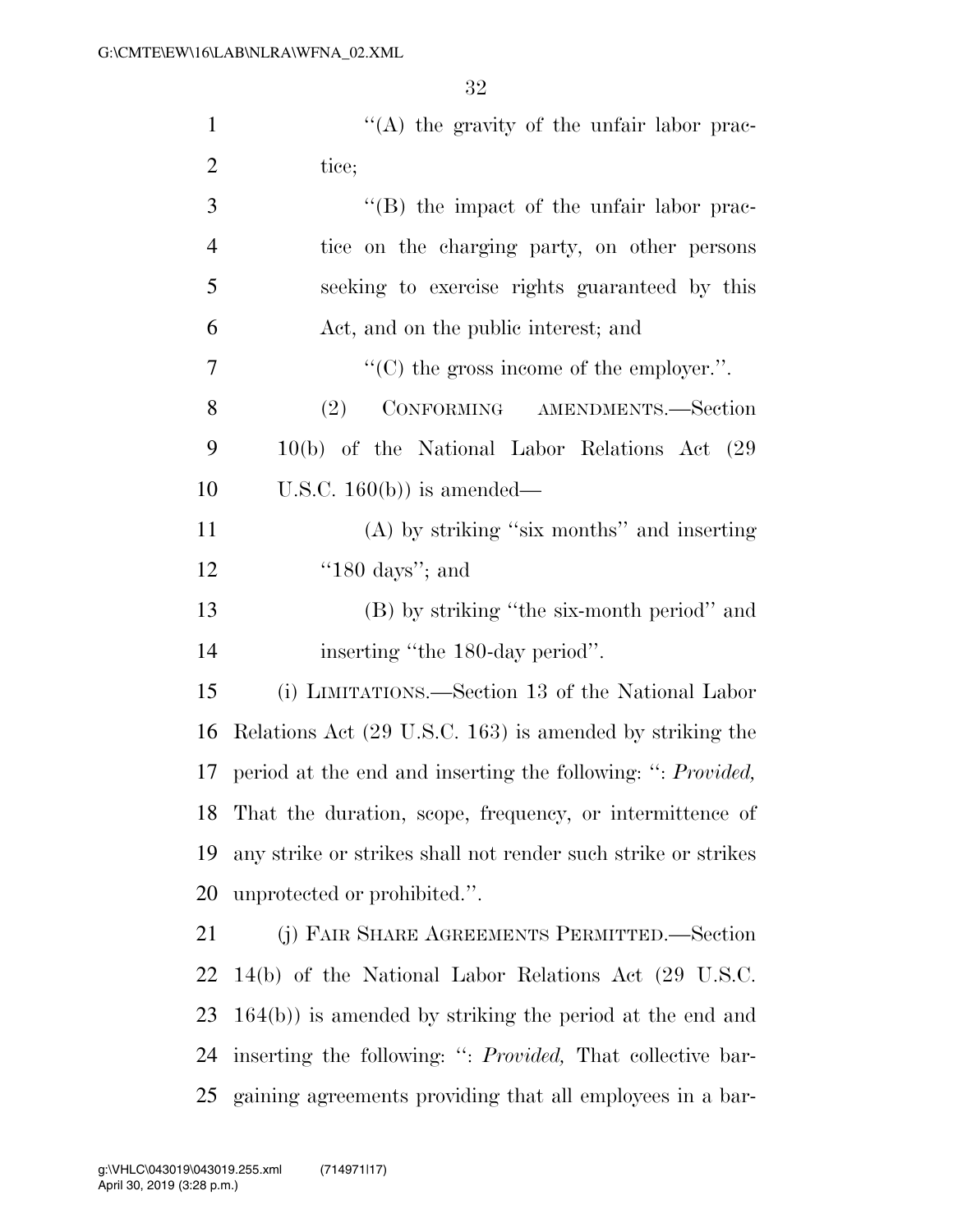"(A) the gravity of the unfair labor practice;

"(B) the impact of the unfair labor practice on the charging party, on other persons seeking to exercise rights guaranteed by this Act, and on the public interest; and

"(C) the gross income of the employer.".

(2) CONFORMING AMENDMENTS.—Section 10(b) of the National Labor Relations Act (29 U.S.C. 160(b)) is amended—

(A) by striking "six months" and inserting "180 days"; and

(B) by striking "the six-month period" and inserting "the 180-day period".

(i) LIMITATIONS.—Section 13 of the National Labor Relations Act (29 U.S.C. 163) is amended by striking the period at the end and inserting the following: ": *Provided,* That the duration, scope, frequency, or intermittence of any strike or strikes shall not render such strike or strikes unprotected or prohibited.".

(j) FAIR SHARE AGREEMENTS PERMITTED.—Section 14(b) of the National Labor Relations Act (29 U.S.C. 164(b)) is amended by striking the period at the end and inserting the following: ": *Provided,* That collective bargaining agreements providing that all employees in a bar-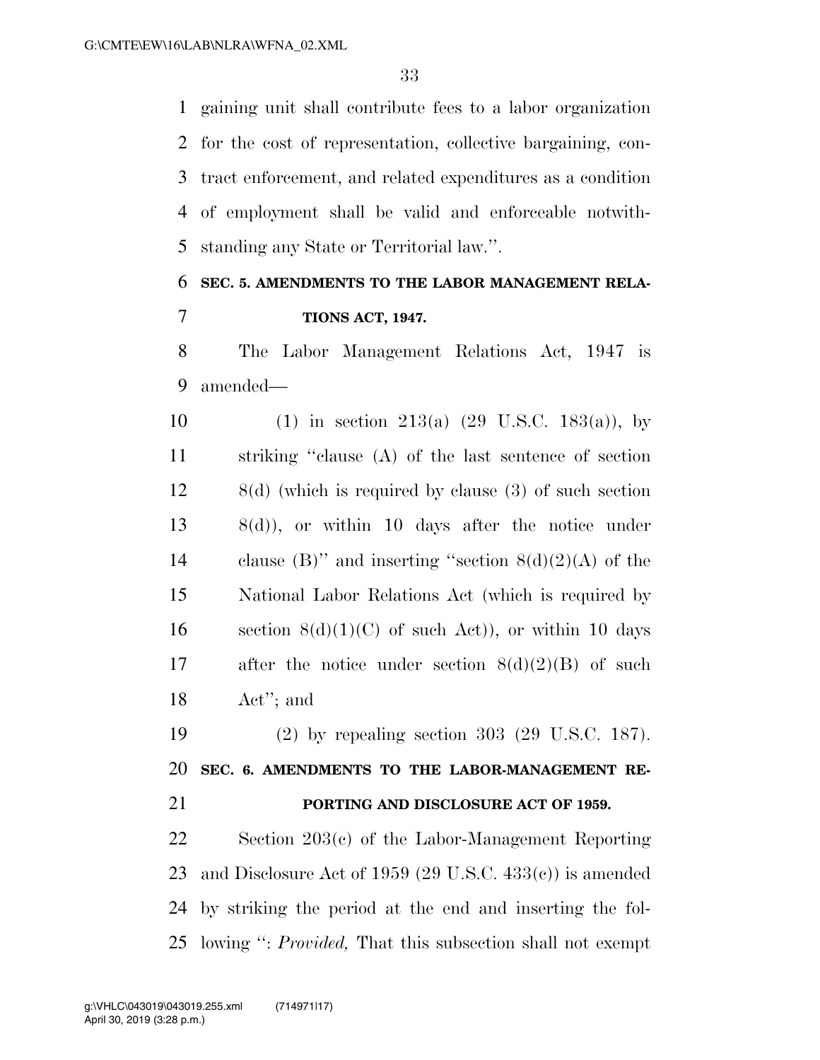gaining unit shall contribute fees to a labor organization for the cost of representation, collective bargaining, contract enforcement, and related expenditures as a condition of employment shall be valid and enforceable notwithstanding any State or Territorial law.''.

**SEC. 5. AMENDMENTS TO THE LABOR MANAGEMENT RELATIONS ACT, 1947.**

The Labor Management Relations Act, 1947 is amended—

(1) in section 213(a) (29 U.S.C. 183(a)), by striking ''clause (A) of the last sentence of section 8(d) (which is required by clause (3) of such section 8(d)), or within 10 days after the notice under clause (B)'' and inserting ''section 8(d)(2)(A) of the National Labor Relations Act (which is required by section 8(d)(1)(C) of such Act)), or within 10 days after the notice under section 8(d)(2)(B) of such Act''; and

(2) by repealing section 303 (29 U.S.C. 187).

**SEC. 6. AMENDMENTS TO THE LABOR-MANAGEMENT REPORTING AND DISCLOSURE ACT OF 1959.**

Section 203(c) of the Labor-Management Reporting and Disclosure Act of 1959 (29 U.S.C. 433(c)) is amended by striking the period at the end and inserting the following '': *Provided,* That this subsection shall not exempt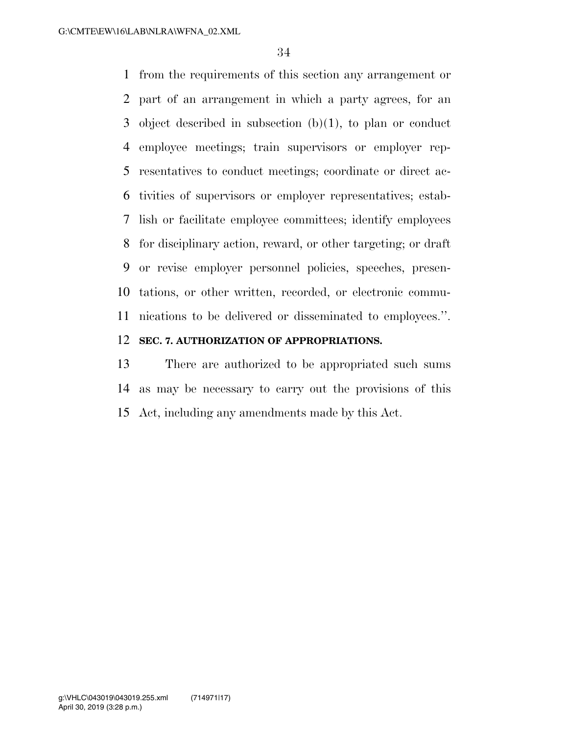from the requirements of this section any arrangement or part of an arrangement in which a party agrees, for an object described in subsection (b)(1), to plan or conduct employee meetings; train supervisors or employer representatives to conduct meetings; coordinate or direct activities of supervisors or employer representatives; establish or facilitate employee committees; identify employees for disciplinary action, reward, or other targeting; or draft or revise employer personnel policies, speeches, presentations, or other written, recorded, or electronic communications to be delivered or disseminated to employees.''.

**SEC. 7. AUTHORIZATION OF APPROPRIATIONS.**

There are authorized to be appropriated such sums as may be necessary to carry out the provisions of this Act, including any amendments made by this Act.